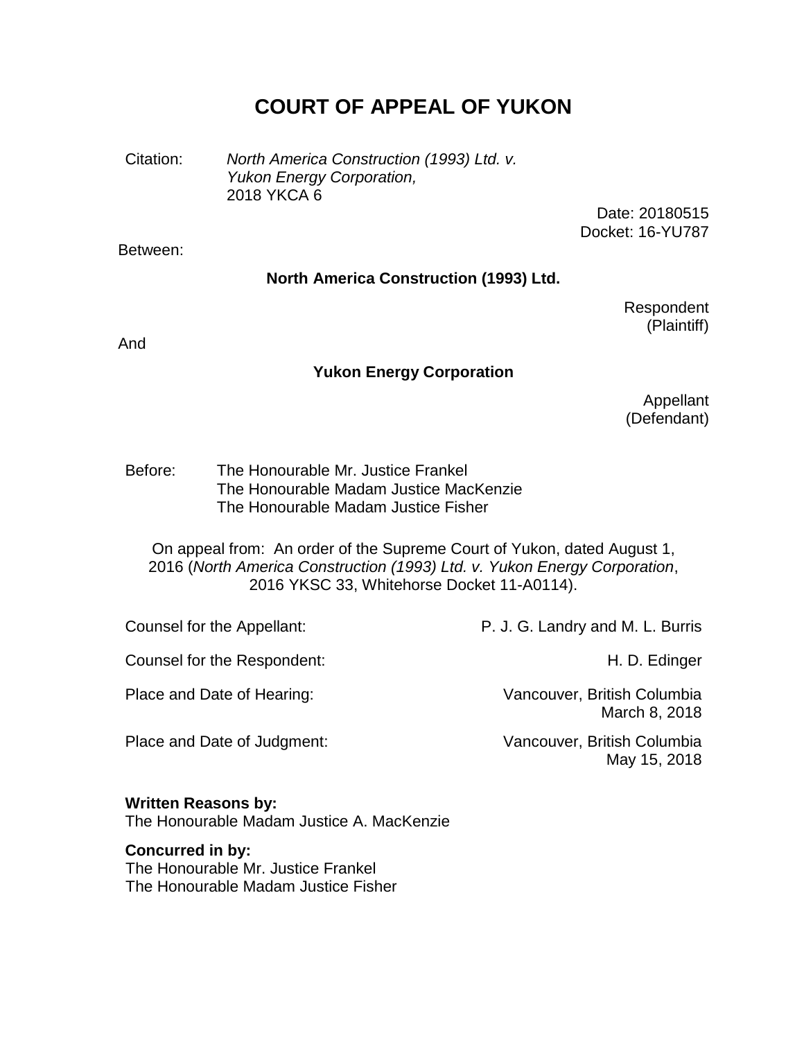# COURT OF APPEAL OF YUKON

Citation: *North America Construction (1993) Ltd. v. Yukon Energy Corporation,* 2018 YKCA 6

Date: 20180515
Docket: 16-YU787

Between:

**North America Construction (1993) Ltd.**

Respondent
(Plaintiff)

And

**Yukon Energy Corporation**

Appellant
(Defendant)

Before: The Honourable Mr. Justice Frankel
The Honourable Madam Justice MacKenzie
The Honourable Madam Justice Fisher

On appeal from: An order of the Supreme Court of Yukon, dated August 1, 2016 (*North America Construction (1993) Ltd. v. Yukon Energy Corporation*, 2016 YKSC 33, Whitehorse Docket 11-A0114).

| | |
|---|---|
| Counsel for the Appellant: | P. J. G. Landry and M. L. Burris |
| Counsel for the Respondent: | H. D. Edinger |
| Place and Date of Hearing: | Vancouver, British Columbia March 8, 2018 |
| Place and Date of Judgment: | Vancouver, British Columbia May 15, 2018 |

**Written Reasons by:**
The Honourable Madam Justice A. MacKenzie

**Concurred in by:**
The Honourable Mr. Justice Frankel
The Honourable Madam Justice Fisher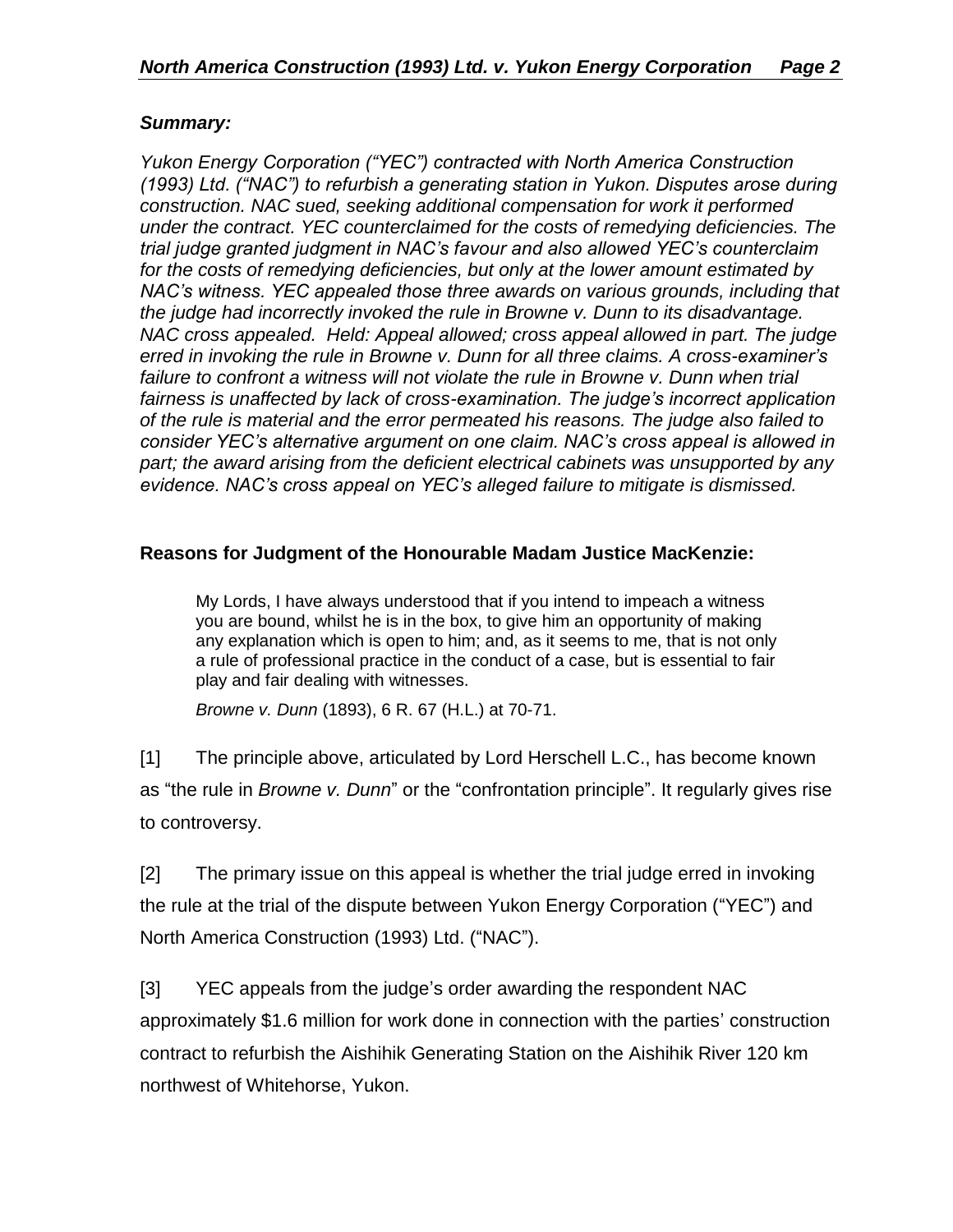***Summary:***

*Yukon Energy Corporation ("YEC") contracted with North America Construction (1993) Ltd. ("NAC") to refurbish a generating station in Yukon. Disputes arose during construction. NAC sued, seeking additional compensation for work it performed under the contract. YEC counterclaimed for the costs of remedying deficiencies. The trial judge granted judgment in NAC's favour and also allowed YEC's counterclaim for the costs of remedying deficiencies, but only at the lower amount estimated by NAC's witness. YEC appealed those three awards on various grounds, including that the judge had incorrectly invoked the rule in Browne v. Dunn to its disadvantage. NAC cross appealed. Held: Appeal allowed; cross appeal allowed in part. The judge erred in invoking the rule in Browne v. Dunn for all three claims. A cross-examiner's failure to confront a witness will not violate the rule in Browne v. Dunn when trial fairness is unaffected by lack of cross-examination. The judge's incorrect application of the rule is material and the error permeated his reasons. The judge also failed to consider YEC's alternative argument on one claim. NAC's cross appeal is allowed in part; the award arising from the deficient electrical cabinets was unsupported by any evidence. NAC's cross appeal on YEC's alleged failure to mitigate is dismissed.*

**Reasons for Judgment of the Honourable Madam Justice MacKenzie:**

> My Lords, I have always understood that if you intend to impeach a witness you are bound, whilst he is in the box, to give him an opportunity of making any explanation which is open to him; and, as it seems to me, that is not only a rule of professional practice in the conduct of a case, but is essential to fair play and fair dealing with witnesses.
>
> *Browne v. Dunn* (1893), 6 R. 67 (H.L.) at 70-71.

[1] The principle above, articulated by Lord Herschell L.C., has become known as "the rule in *Browne v. Dunn*" or the "confrontation principle". It regularly gives rise to controversy.

[2] The primary issue on this appeal is whether the trial judge erred in invoking the rule at the trial of the dispute between Yukon Energy Corporation ("YEC") and North America Construction (1993) Ltd. ("NAC").

[3] YEC appeals from the judge's order awarding the respondent NAC approximately $1.6 million for work done in connection with the parties' construction contract to refurbish the Aishihik Generating Station on the Aishihik River 120 km northwest of Whitehorse, Yukon.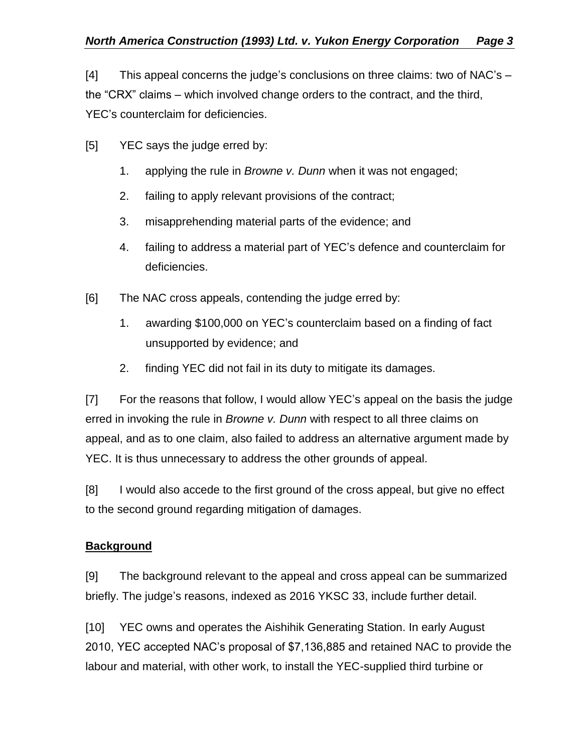[4] This appeal concerns the judge's conclusions on three claims: two of NAC's – the "CRX" claims – which involved change orders to the contract, and the third, YEC's counterclaim for deficiencies.

[5] YEC says the judge erred by:

1. applying the rule in *Browne v. Dunn* when it was not engaged;
2. failing to apply relevant provisions of the contract;
3. misapprehending material parts of the evidence; and
4. failing to address a material part of YEC's defence and counterclaim for deficiencies.

[6] The NAC cross appeals, contending the judge erred by:

1. awarding $100,000 on YEC's counterclaim based on a finding of fact unsupported by evidence; and
2. finding YEC did not fail in its duty to mitigate its damages.

[7] For the reasons that follow, I would allow YEC's appeal on the basis the judge erred in invoking the rule in *Browne v. Dunn* with respect to all three claims on appeal, and as to one claim, also failed to address an alternative argument made by YEC. It is thus unnecessary to address the other grounds of appeal.

[8] I would also accede to the first ground of the cross appeal, but give no effect to the second ground regarding mitigation of damages.

**Background**

[9] The background relevant to the appeal and cross appeal can be summarized briefly. The judge's reasons, indexed as 2016 YKSC 33, include further detail.

[10] YEC owns and operates the Aishihik Generating Station. In early August 2010, YEC accepted NAC's proposal of $7,136,885 and retained NAC to provide the labour and material, with other work, to install the YEC-supplied third turbine or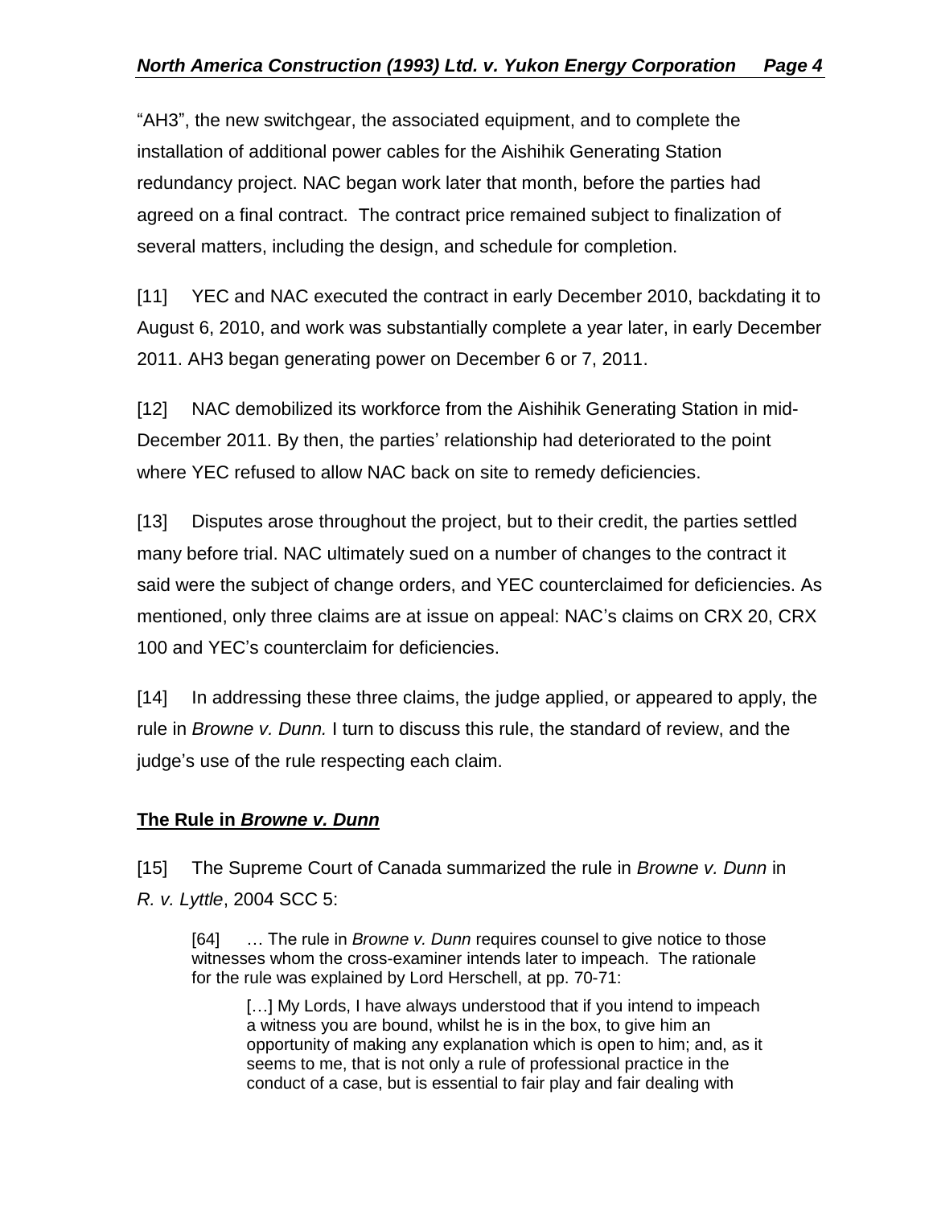"AH3", the new switchgear, the associated equipment, and to complete the installation of additional power cables for the Aishihik Generating Station redundancy project. NAC began work later that month, before the parties had agreed on a final contract. The contract price remained subject to finalization of several matters, including the design, and schedule for completion.

[11] YEC and NAC executed the contract in early December 2010, backdating it to August 6, 2010, and work was substantially complete a year later, in early December 2011. AH3 began generating power on December 6 or 7, 2011.

[12] NAC demobilized its workforce from the Aishihik Generating Station in mid-December 2011. By then, the parties' relationship had deteriorated to the point where YEC refused to allow NAC back on site to remedy deficiencies.

[13] Disputes arose throughout the project, but to their credit, the parties settled many before trial. NAC ultimately sued on a number of changes to the contract it said were the subject of change orders, and YEC counterclaimed for deficiencies. As mentioned, only three claims are at issue on appeal: NAC's claims on CRX 20, CRX 100 and YEC's counterclaim for deficiencies.

[14] In addressing these three claims, the judge applied, or appeared to apply, the rule in *Browne v. Dunn.* I turn to discuss this rule, the standard of review, and the judge's use of the rule respecting each claim.

## **The Rule in *Browne v. Dunn***

[15] The Supreme Court of Canada summarized the rule in *Browne v. Dunn* in *R. v. Lyttle*, 2004 SCC 5:

> [64] … The rule in *Browne v. Dunn* requires counsel to give notice to those witnesses whom the cross-examiner intends later to impeach. The rationale for the rule was explained by Lord Herschell, at pp. 70-71:
>
> > […] My Lords, I have always understood that if you intend to impeach a witness you are bound, whilst he is in the box, to give him an opportunity of making any explanation which is open to him; and, as it seems to me, that is not only a rule of professional practice in the conduct of a case, but is essential to fair play and fair dealing with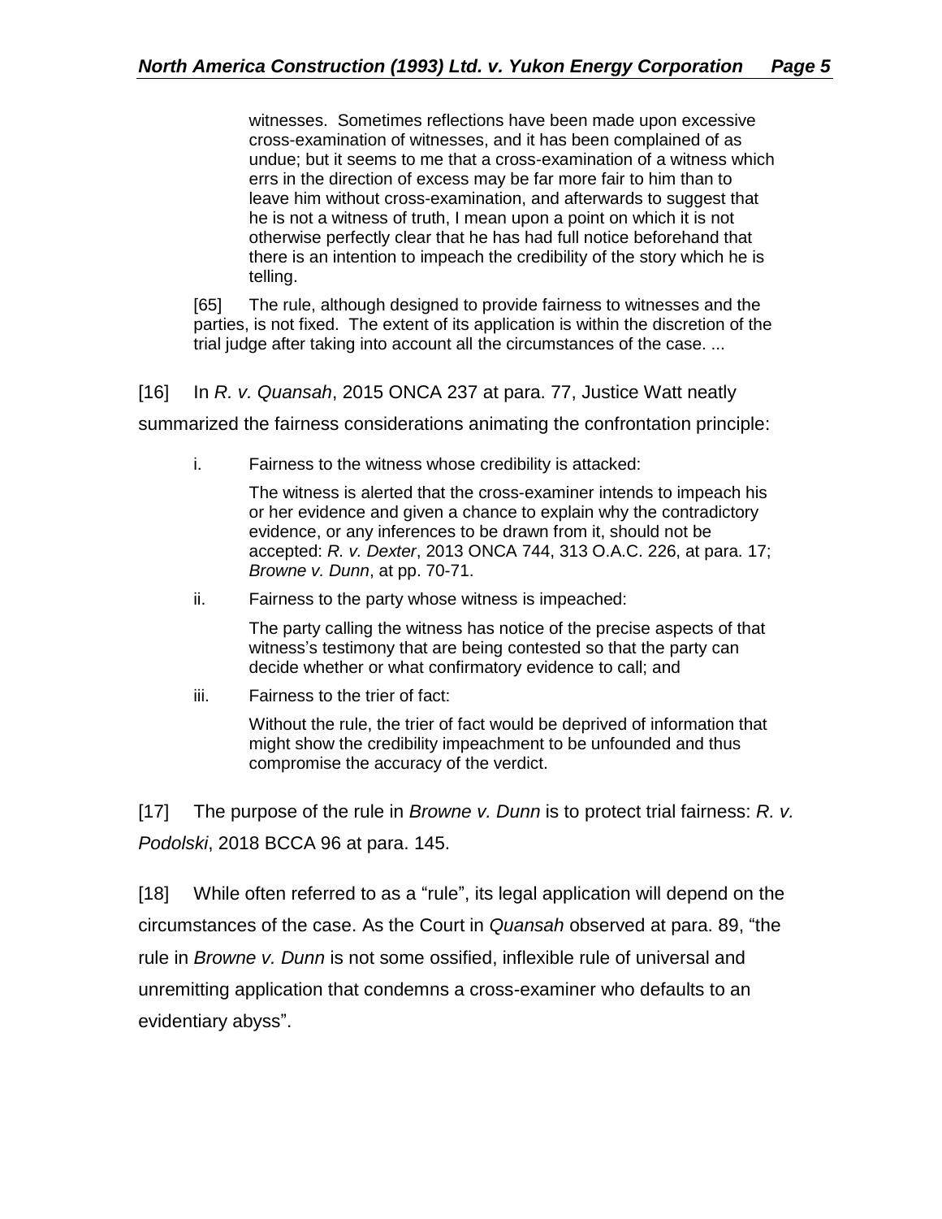> witnesses. Sometimes reflections have been made upon excessive cross-examination of witnesses, and it has been complained of as undue; but it seems to me that a cross-examination of a witness which errs in the direction of excess may be far more fair to him than to leave him without cross-examination, and afterwards to suggest that he is not a witness of truth, I mean upon a point on which it is not otherwise perfectly clear that he has had full notice beforehand that there is an intention to impeach the credibility of the story which he is telling.
>
> [65] The rule, although designed to provide fairness to witnesses and the parties, is not fixed. The extent of its application is within the discretion of the trial judge after taking into account all the circumstances of the case. ...

[16] In *R. v. Quansah*, 2015 ONCA 237 at para. 77, Justice Watt neatly summarized the fairness considerations animating the confrontation principle:

> i. Fairness to the witness whose credibility is attacked:
>
> The witness is alerted that the cross-examiner intends to impeach his or her evidence and given a chance to explain why the contradictory evidence, or any inferences to be drawn from it, should not be accepted: *R. v. Dexter*, 2013 ONCA 744, 313 O.A.C. 226, at para. 17; *Browne v. Dunn*, at pp. 70-71.
>
> ii. Fairness to the party whose witness is impeached:
>
> The party calling the witness has notice of the precise aspects of that witness's testimony that are being contested so that the party can decide whether or what confirmatory evidence to call; and
>
> iii. Fairness to the trier of fact:
>
> Without the rule, the trier of fact would be deprived of information that might show the credibility impeachment to be unfounded and thus compromise the accuracy of the verdict.

[17] The purpose of the rule in *Browne v. Dunn* is to protect trial fairness: *R. v. Podolski*, 2018 BCCA 96 at para. 145.

[18] While often referred to as a "rule", its legal application will depend on the circumstances of the case. As the Court in *Quansah* observed at para. 89, "the rule in *Browne v. Dunn* is not some ossified, inflexible rule of universal and unremitting application that condemns a cross-examiner who defaults to an evidentiary abyss".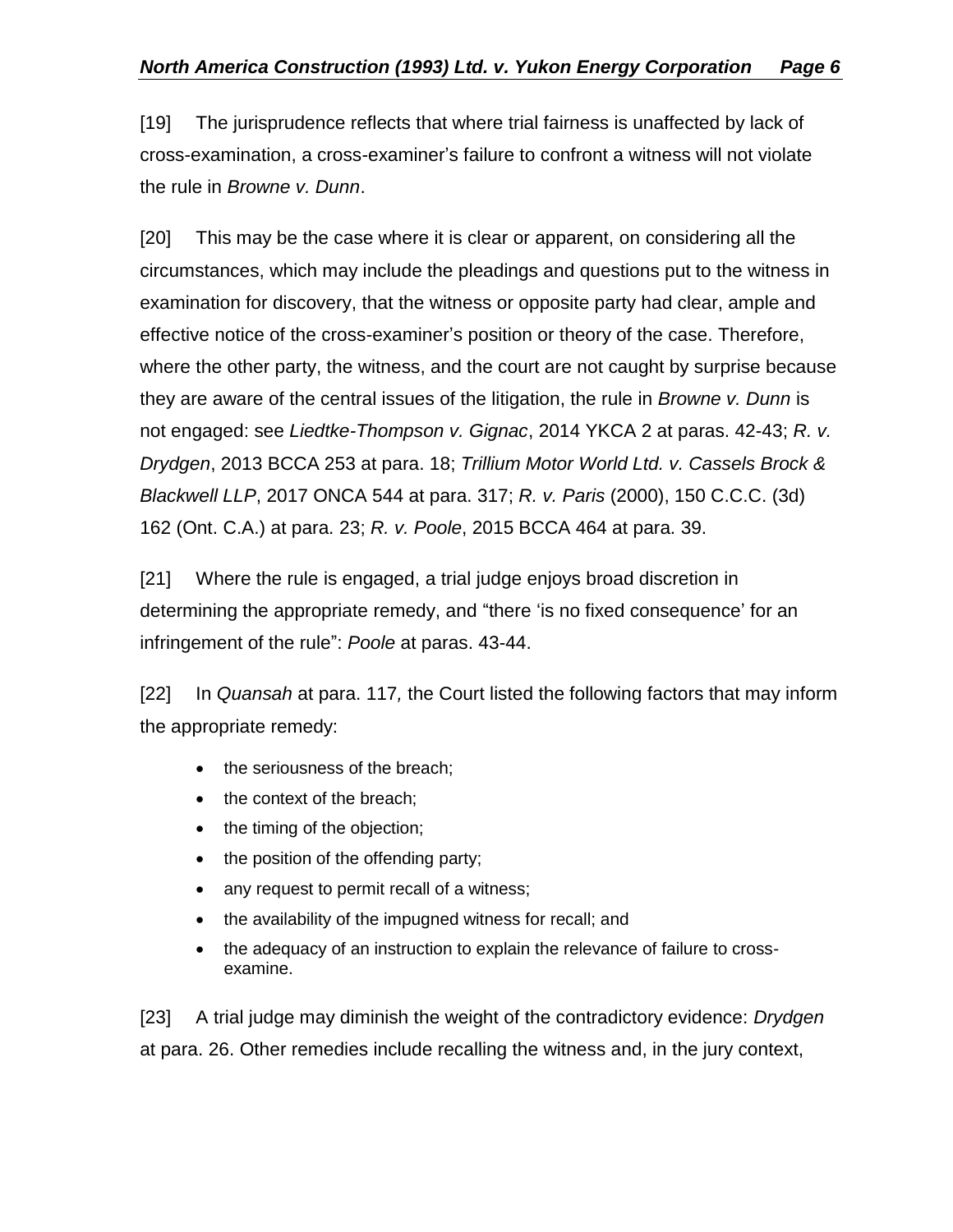[19] The jurisprudence reflects that where trial fairness is unaffected by lack of cross-examination, a cross-examiner's failure to confront a witness will not violate the rule in *Browne v. Dunn*.

[20] This may be the case where it is clear or apparent, on considering all the circumstances, which may include the pleadings and questions put to the witness in examination for discovery, that the witness or opposite party had clear, ample and effective notice of the cross-examiner's position or theory of the case. Therefore, where the other party, the witness, and the court are not caught by surprise because they are aware of the central issues of the litigation, the rule in *Browne v. Dunn* is not engaged: see *Liedtke-Thompson v. Gignac*, 2014 YKCA 2 at paras. 42-43; *R. v. Drydgen*, 2013 BCCA 253 at para. 18; *Trillium Motor World Ltd. v. Cassels Brock & Blackwell LLP*, 2017 ONCA 544 at para. 317; *R. v. Paris* (2000), 150 C.C.C. (3d) 162 (Ont. C.A.) at para. 23; *R. v. Poole*, 2015 BCCA 464 at para. 39.

[21] Where the rule is engaged, a trial judge enjoys broad discretion in determining the appropriate remedy, and "there 'is no fixed consequence' for an infringement of the rule": *Poole* at paras. 43-44.

[22] In *Quansah* at para. 117*,* the Court listed the following factors that may inform the appropriate remedy:

- the seriousness of the breach;
- the context of the breach;
- the timing of the objection;
- the position of the offending party;
- any request to permit recall of a witness;
- the availability of the impugned witness for recall; and
- the adequacy of an instruction to explain the relevance of failure to cross-examine.

[23] A trial judge may diminish the weight of the contradictory evidence: *Drydgen* at para. 26. Other remedies include recalling the witness and, in the jury context,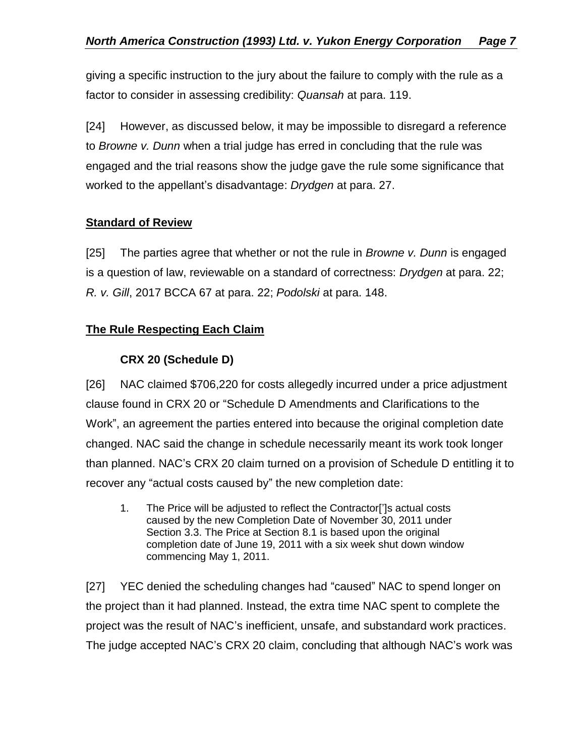giving a specific instruction to the jury about the failure to comply with the rule as a factor to consider in assessing credibility: *Quansah* at para. 119.

[24] However, as discussed below, it may be impossible to disregard a reference to *Browne v. Dunn* when a trial judge has erred in concluding that the rule was engaged and the trial reasons show the judge gave the rule some significance that worked to the appellant's disadvantage: *Drydgen* at para. 27.

## Standard of Review

[25] The parties agree that whether or not the rule in *Browne v. Dunn* is engaged is a question of law, reviewable on a standard of correctness: *Drydgen* at para. 22; *R. v. Gill*, 2017 BCCA 67 at para. 22; *Podolski* at para. 148.

## The Rule Respecting Each Claim

### CRX 20 (Schedule D)

[26] NAC claimed $706,220 for costs allegedly incurred under a price adjustment clause found in CRX 20 or "Schedule D Amendments and Clarifications to the Work", an agreement the parties entered into because the original completion date changed. NAC said the change in schedule necessarily meant its work took longer than planned. NAC's CRX 20 claim turned on a provision of Schedule D entitling it to recover any "actual costs caused by" the new completion date:

> 1. The Price will be adjusted to reflect the Contractor[']s actual costs caused by the new Completion Date of November 30, 2011 under Section 3.3. The Price at Section 8.1 is based upon the original completion date of June 19, 2011 with a six week shut down window commencing May 1, 2011.

[27] YEC denied the scheduling changes had "caused" NAC to spend longer on the project than it had planned. Instead, the extra time NAC spent to complete the project was the result of NAC's inefficient, unsafe, and substandard work practices. The judge accepted NAC's CRX 20 claim, concluding that although NAC's work was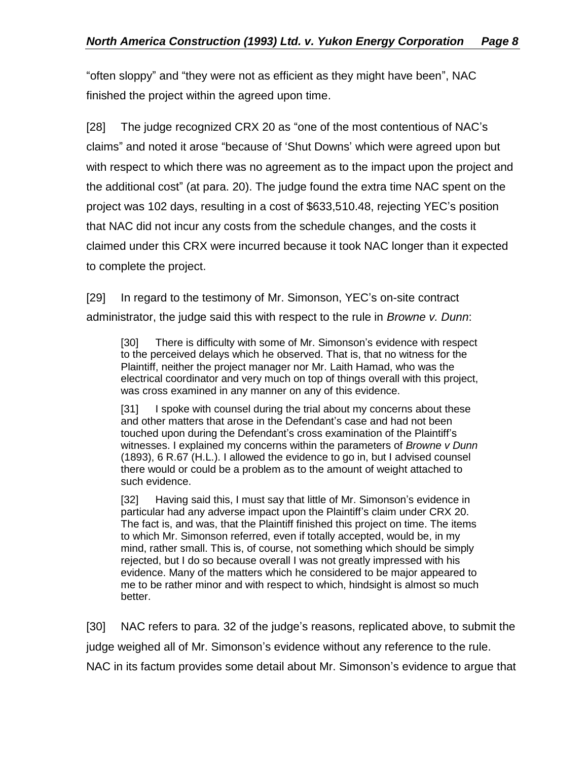“often sloppy” and “they were not as efficient as they might have been”, NAC finished the project within the agreed upon time.

[28] The judge recognized CRX 20 as “one of the most contentious of NAC’s claims” and noted it arose “because of ‘Shut Downs’ which were agreed upon but with respect to which there was no agreement as to the impact upon the project and the additional cost” (at para. 20). The judge found the extra time NAC spent on the project was 102 days, resulting in a cost of $633,510.48, rejecting YEC’s position that NAC did not incur any costs from the schedule changes, and the costs it claimed under this CRX were incurred because it took NAC longer than it expected to complete the project.

[29] In regard to the testimony of Mr. Simonson, YEC’s on-site contract administrator, the judge said this with respect to the rule in *Browne v. Dunn*:

> [30] There is difficulty with some of Mr. Simonson’s evidence with respect to the perceived delays which he observed. That is, that no witness for the Plaintiff, neither the project manager nor Mr. Laith Hamad, who was the electrical coordinator and very much on top of things overall with this project, was cross examined in any manner on any of this evidence.
>
> [31] I spoke with counsel during the trial about my concerns about these and other matters that arose in the Defendant’s case and had not been touched upon during the Defendant’s cross examination of the Plaintiff’s witnesses. I explained my concerns within the parameters of *Browne v Dunn* (1893), 6 R.67 (H.L.). I allowed the evidence to go in, but I advised counsel there would or could be a problem as to the amount of weight attached to such evidence.
>
> [32] Having said this, I must say that little of Mr. Simonson’s evidence in particular had any adverse impact upon the Plaintiff’s claim under CRX 20. The fact is, and was, that the Plaintiff finished this project on time. The items to which Mr. Simonson referred, even if totally accepted, would be, in my mind, rather small. This is, of course, not something which should be simply rejected, but I do so because overall I was not greatly impressed with his evidence. Many of the matters which he considered to be major appeared to me to be rather minor and with respect to which, hindsight is almost so much better.

[30] NAC refers to para. 32 of the judge’s reasons, replicated above, to submit the judge weighed all of Mr. Simonson’s evidence without any reference to the rule. NAC in its factum provides some detail about Mr. Simonson’s evidence to argue that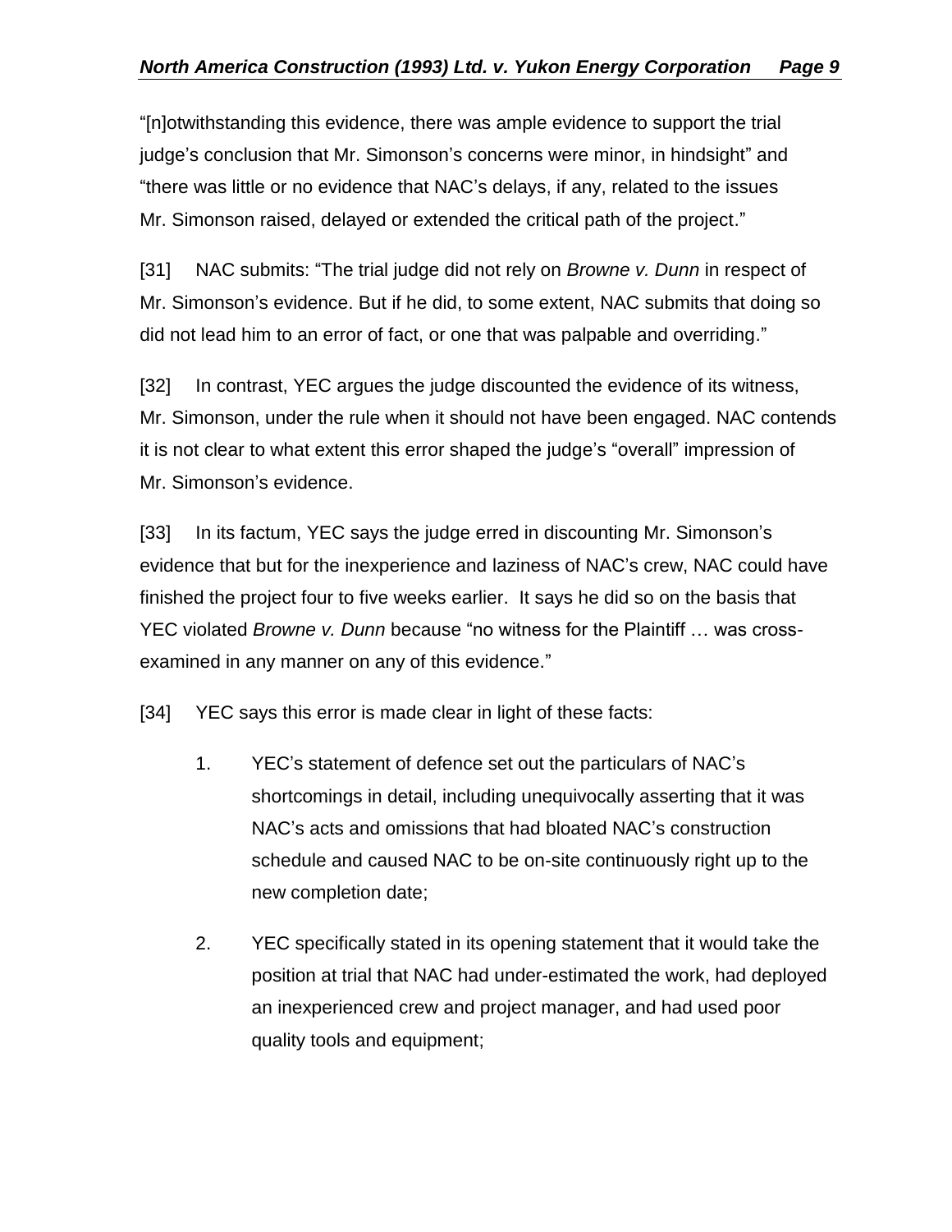"[n]otwithstanding this evidence, there was ample evidence to support the trial judge's conclusion that Mr. Simonson's concerns were minor, in hindsight" and "there was little or no evidence that NAC's delays, if any, related to the issues Mr. Simonson raised, delayed or extended the critical path of the project."

[31] NAC submits: "The trial judge did not rely on *Browne v. Dunn* in respect of Mr. Simonson's evidence. But if he did, to some extent, NAC submits that doing so did not lead him to an error of fact, or one that was palpable and overriding."

[32] In contrast, YEC argues the judge discounted the evidence of its witness, Mr. Simonson, under the rule when it should not have been engaged. NAC contends it is not clear to what extent this error shaped the judge's "overall" impression of Mr. Simonson's evidence.

[33] In its factum, YEC says the judge erred in discounting Mr. Simonson's evidence that but for the inexperience and laziness of NAC's crew, NAC could have finished the project four to five weeks earlier. It says he did so on the basis that YEC violated *Browne v. Dunn* because "no witness for the Plaintiff … was cross-examined in any manner on any of this evidence."

[34] YEC says this error is made clear in light of these facts:

1. YEC's statement of defence set out the particulars of NAC's shortcomings in detail, including unequivocally asserting that it was NAC's acts and omissions that had bloated NAC's construction schedule and caused NAC to be on-site continuously right up to the new completion date;

2. YEC specifically stated in its opening statement that it would take the position at trial that NAC had under-estimated the work, had deployed an inexperienced crew and project manager, and had used poor quality tools and equipment;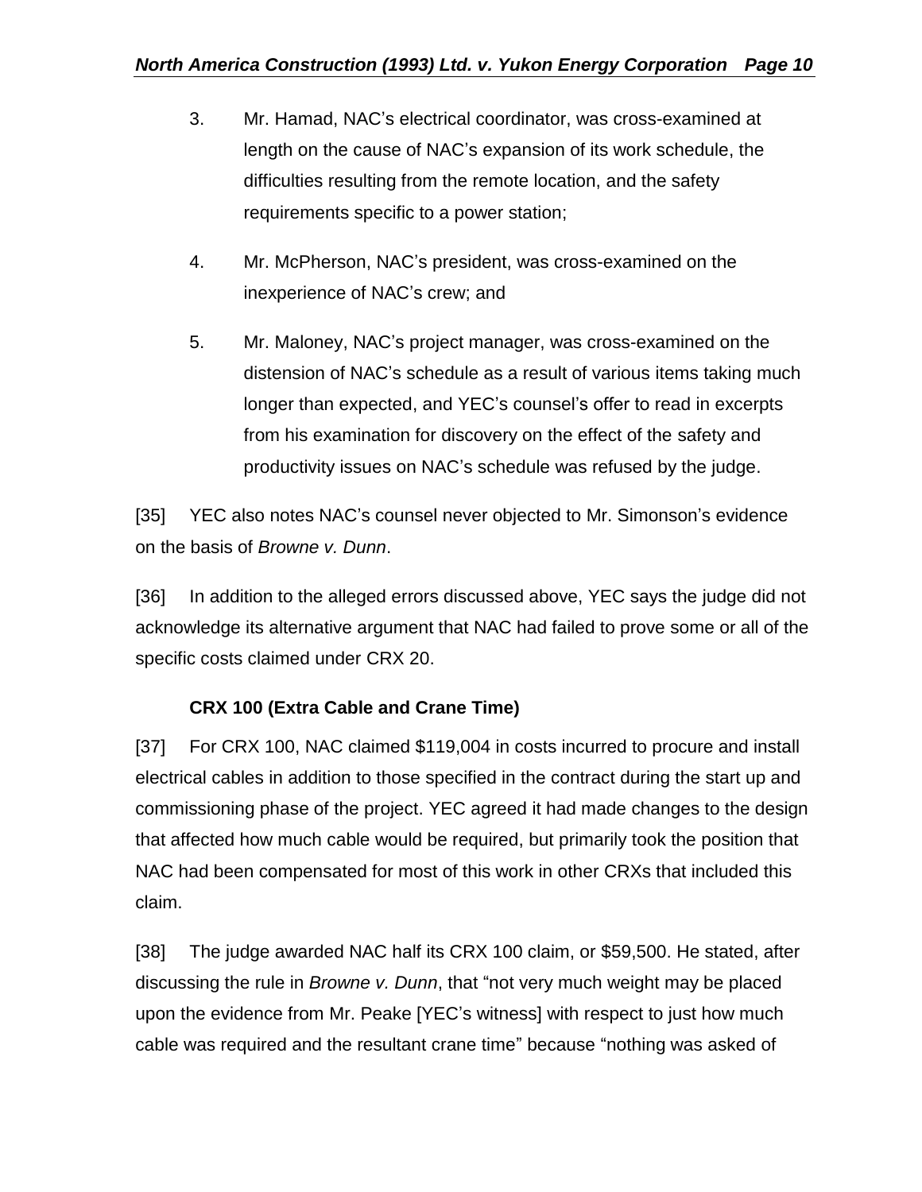3. Mr. Hamad, NAC's electrical coordinator, was cross-examined at length on the cause of NAC's expansion of its work schedule, the difficulties resulting from the remote location, and the safety requirements specific to a power station;

4. Mr. McPherson, NAC's president, was cross-examined on the inexperience of NAC's crew; and

5. Mr. Maloney, NAC's project manager, was cross-examined on the distension of NAC's schedule as a result of various items taking much longer than expected, and YEC's counsel's offer to read in excerpts from his examination for discovery on the effect of the safety and productivity issues on NAC's schedule was refused by the judge.

[35] YEC also notes NAC's counsel never objected to Mr. Simonson's evidence on the basis of *Browne v. Dunn*.

[36] In addition to the alleged errors discussed above, YEC says the judge did not acknowledge its alternative argument that NAC had failed to prove some or all of the specific costs claimed under CRX 20.

### CRX 100 (Extra Cable and Crane Time)

[37] For CRX 100, NAC claimed $119,004 in costs incurred to procure and install electrical cables in addition to those specified in the contract during the start up and commissioning phase of the project. YEC agreed it had made changes to the design that affected how much cable would be required, but primarily took the position that NAC had been compensated for most of this work in other CRXs that included this claim.

[38] The judge awarded NAC half its CRX 100 claim, or $59,500. He stated, after discussing the rule in *Browne v. Dunn*, that "not very much weight may be placed upon the evidence from Mr. Peake [YEC's witness] with respect to just how much cable was required and the resultant crane time" because "nothing was asked of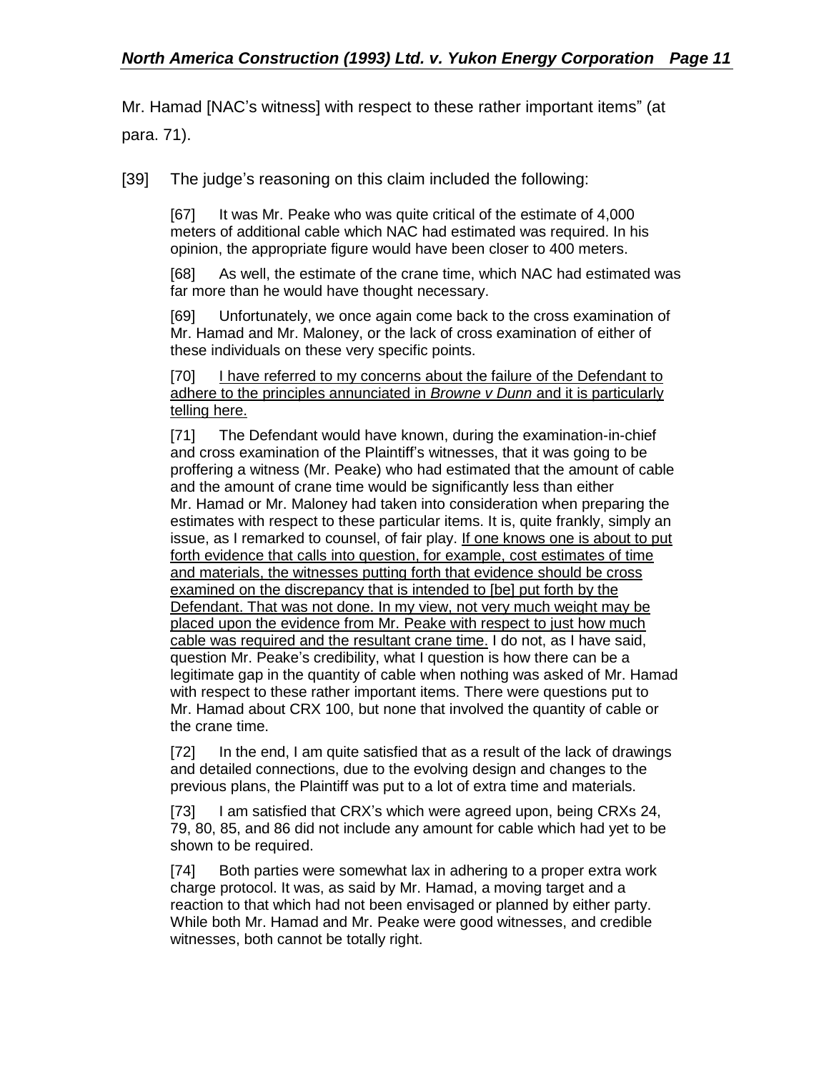Mr. Hamad [NAC's witness] with respect to these rather important items" (at para. 71).

[39] The judge's reasoning on this claim included the following:

> [67] It was Mr. Peake who was quite critical of the estimate of 4,000 meters of additional cable which NAC had estimated was required. In his opinion, the appropriate figure would have been closer to 400 meters.
>
> [68] As well, the estimate of the crane time, which NAC had estimated was far more than he would have thought necessary.
>
> [69] Unfortunately, we once again come back to the cross examination of Mr. Hamad and Mr. Maloney, or the lack of cross examination of either of these individuals on these very specific points.
>
> [70] <u>I have referred to my concerns about the failure of the Defendant to adhere to the principles annunciated in *Browne v Dunn* and it is particularly telling here.</u>
>
> [71] The Defendant would have known, during the examination-in-chief and cross examination of the Plaintiff's witnesses, that it was going to be proffering a witness (Mr. Peake) who had estimated that the amount of cable and the amount of crane time would be significantly less than either Mr. Hamad or Mr. Maloney had taken into consideration when preparing the estimates with respect to these particular items. It is, quite frankly, simply an issue, as I remarked to counsel, of fair play. <u>If one knows one is about to put forth evidence that calls into question, for example, cost estimates of time and materials, the witnesses putting forth that evidence should be cross examined on the discrepancy that is intended to [be] put forth by the Defendant. That was not done. In my view, not very much weight may be placed upon the evidence from Mr. Peake with respect to just how much cable was required and the resultant crane time.</u> I do not, as I have said, question Mr. Peake's credibility, what I question is how there can be a legitimate gap in the quantity of cable when nothing was asked of Mr. Hamad with respect to these rather important items. There were questions put to Mr. Hamad about CRX 100, but none that involved the quantity of cable or the crane time.
>
> [72] In the end, I am quite satisfied that as a result of the lack of drawings and detailed connections, due to the evolving design and changes to the previous plans, the Plaintiff was put to a lot of extra time and materials.
>
> [73] I am satisfied that CRX's which were agreed upon, being CRXs 24, 79, 80, 85, and 86 did not include any amount for cable which had yet to be shown to be required.
>
> [74] Both parties were somewhat lax in adhering to a proper extra work charge protocol. It was, as said by Mr. Hamad, a moving target and a reaction to that which had not been envisaged or planned by either party. While both Mr. Hamad and Mr. Peake were good witnesses, and credible witnesses, both cannot be totally right.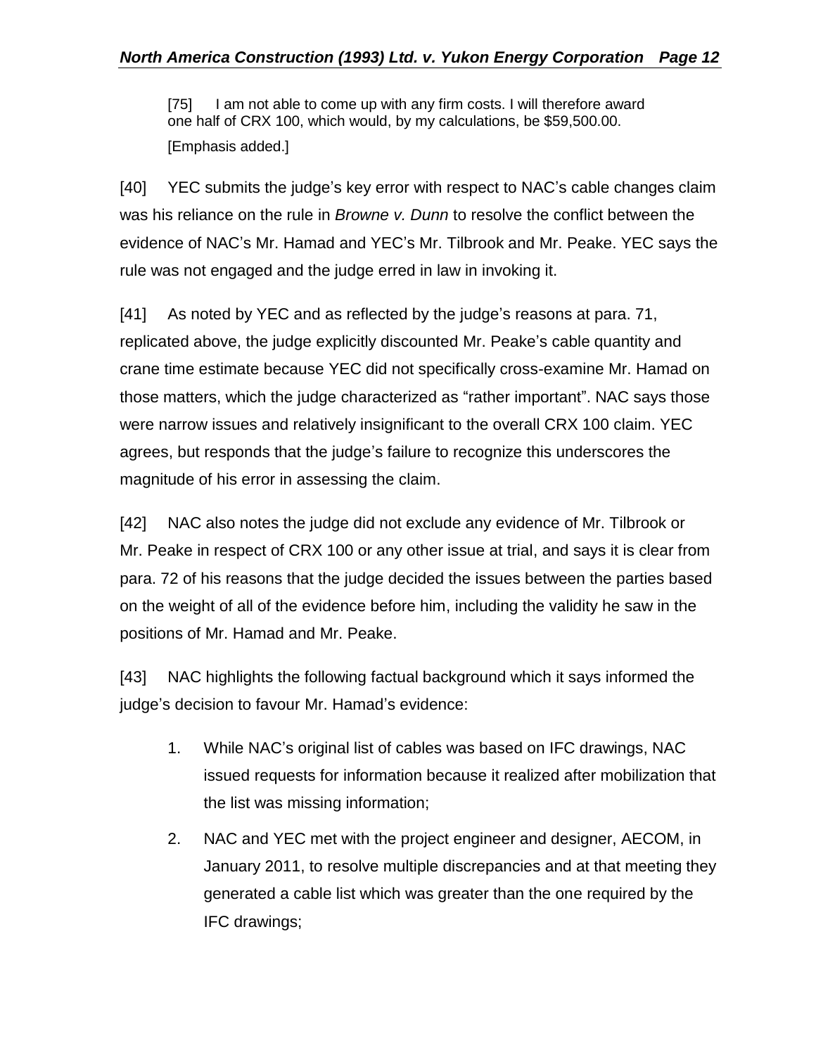> [75] I am not able to come up with any firm costs. I will therefore award one half of CRX 100, which would, by my calculations, be $59,500.00.
>
> [Emphasis added.]

[40] YEC submits the judge's key error with respect to NAC's cable changes claim was his reliance on the rule in *Browne v. Dunn* to resolve the conflict between the evidence of NAC's Mr. Hamad and YEC's Mr. Tilbrook and Mr. Peake. YEC says the rule was not engaged and the judge erred in law in invoking it.

[41] As noted by YEC and as reflected by the judge's reasons at para. 71, replicated above, the judge explicitly discounted Mr. Peake's cable quantity and crane time estimate because YEC did not specifically cross-examine Mr. Hamad on those matters, which the judge characterized as "rather important". NAC says those were narrow issues and relatively insignificant to the overall CRX 100 claim. YEC agrees, but responds that the judge's failure to recognize this underscores the magnitude of his error in assessing the claim.

[42] NAC also notes the judge did not exclude any evidence of Mr. Tilbrook or Mr. Peake in respect of CRX 100 or any other issue at trial, and says it is clear from para. 72 of his reasons that the judge decided the issues between the parties based on the weight of all of the evidence before him, including the validity he saw in the positions of Mr. Hamad and Mr. Peake.

[43] NAC highlights the following factual background which it says informed the judge's decision to favour Mr. Hamad's evidence:

1. While NAC's original list of cables was based on IFC drawings, NAC issued requests for information because it realized after mobilization that the list was missing information;
2. NAC and YEC met with the project engineer and designer, AECOM, in January 2011, to resolve multiple discrepancies and at that meeting they generated a cable list which was greater than the one required by the IFC drawings;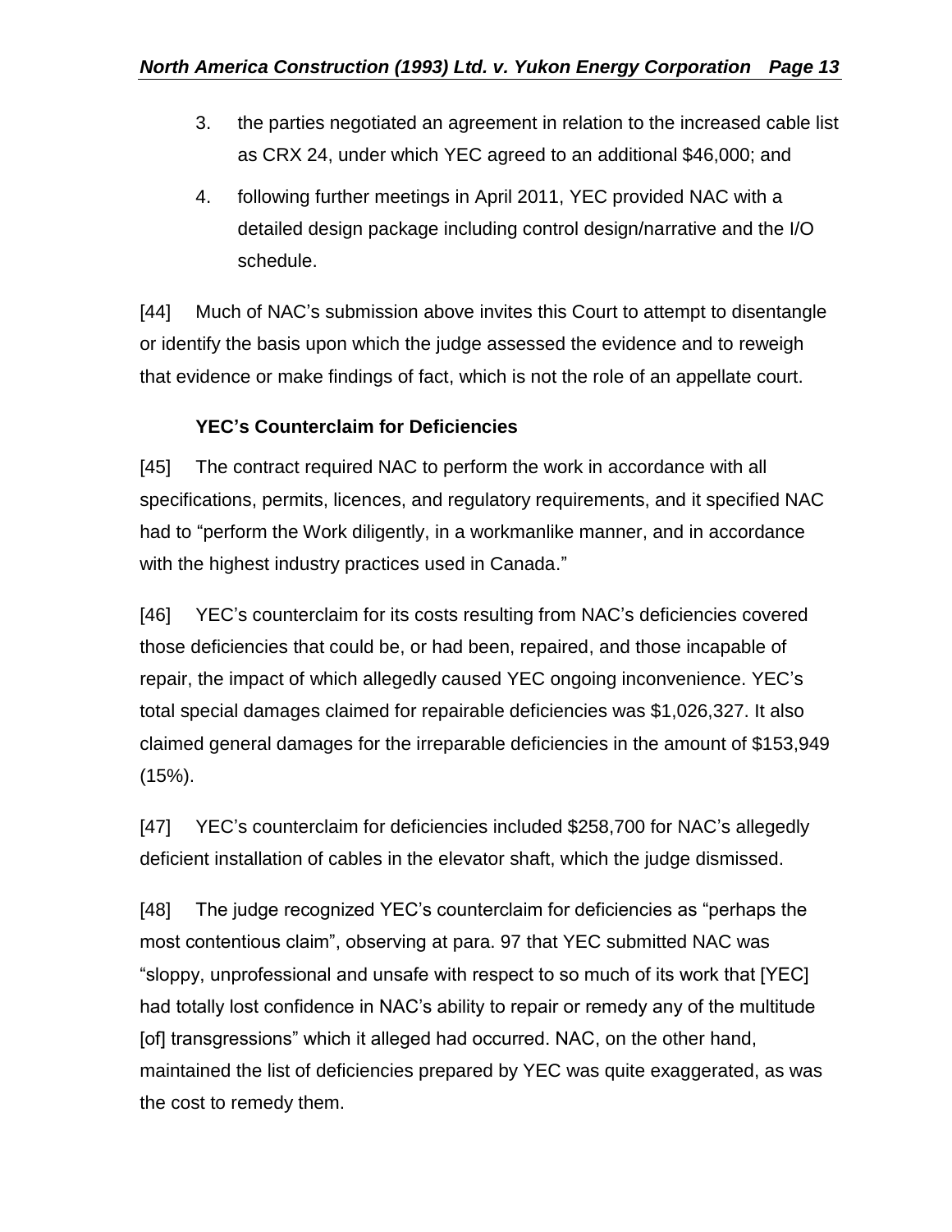3. the parties negotiated an agreement in relation to the increased cable list as CRX 24, under which YEC agreed to an additional $46,000; and

4. following further meetings in April 2011, YEC provided NAC with a detailed design package including control design/narrative and the I/O schedule.

[44] Much of NAC's submission above invites this Court to attempt to disentangle or identify the basis upon which the judge assessed the evidence and to reweigh that evidence or make findings of fact, which is not the role of an appellate court.

**YEC's Counterclaim for Deficiencies**

[45] The contract required NAC to perform the work in accordance with all specifications, permits, licences, and regulatory requirements, and it specified NAC had to "perform the Work diligently, in a workmanlike manner, and in accordance with the highest industry practices used in Canada."

[46] YEC's counterclaim for its costs resulting from NAC's deficiencies covered those deficiencies that could be, or had been, repaired, and those incapable of repair, the impact of which allegedly caused YEC ongoing inconvenience. YEC's total special damages claimed for repairable deficiencies was $1,026,327. It also claimed general damages for the irreparable deficiencies in the amount of $153,949 (15%).

[47] YEC's counterclaim for deficiencies included $258,700 for NAC's allegedly deficient installation of cables in the elevator shaft, which the judge dismissed.

[48] The judge recognized YEC's counterclaim for deficiencies as "perhaps the most contentious claim", observing at para. 97 that YEC submitted NAC was "sloppy, unprofessional and unsafe with respect to so much of its work that [YEC] had totally lost confidence in NAC's ability to repair or remedy any of the multitude [of] transgressions" which it alleged had occurred. NAC, on the other hand, maintained the list of deficiencies prepared by YEC was quite exaggerated, as was the cost to remedy them.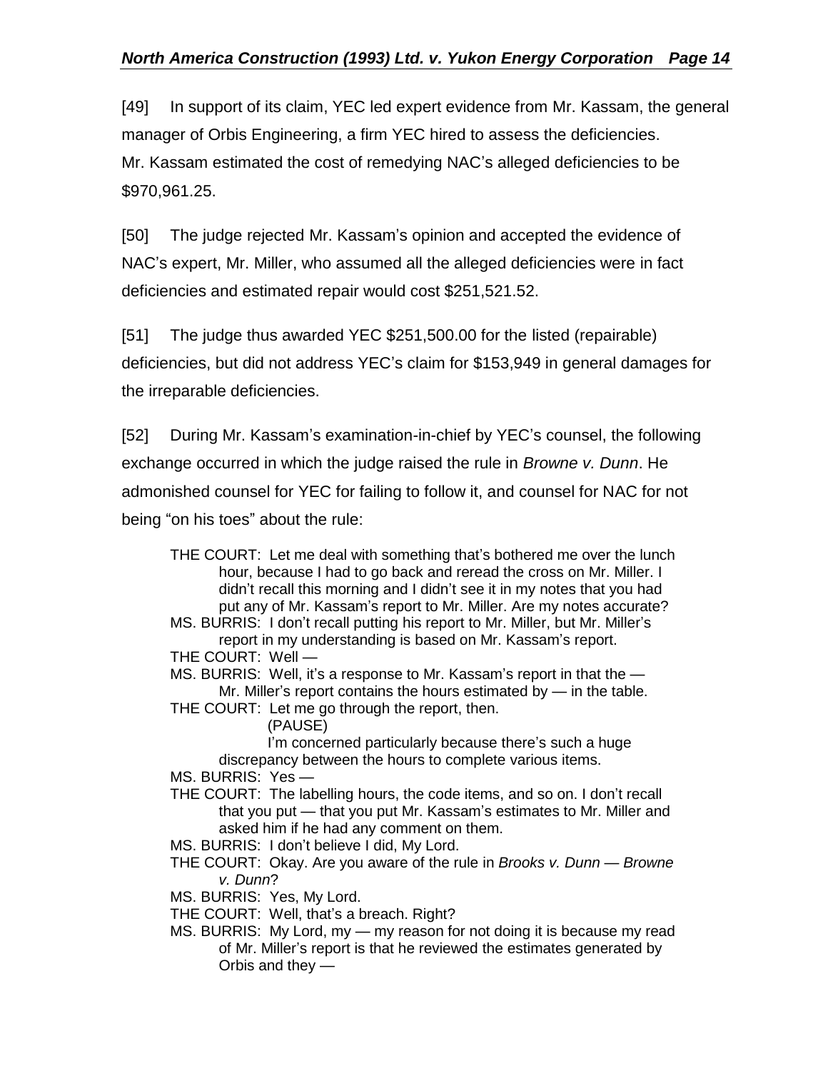[49] In support of its claim, YEC led expert evidence from Mr. Kassam, the general manager of Orbis Engineering, a firm YEC hired to assess the deficiencies. Mr. Kassam estimated the cost of remedying NAC's alleged deficiencies to be $970,961.25.

[50] The judge rejected Mr. Kassam's opinion and accepted the evidence of NAC's expert, Mr. Miller, who assumed all the alleged deficiencies were in fact deficiencies and estimated repair would cost $251,521.52.

[51] The judge thus awarded YEC $251,500.00 for the listed (repairable) deficiencies, but did not address YEC's claim for $153,949 in general damages for the irreparable deficiencies.

[52] During Mr. Kassam's examination-in-chief by YEC's counsel, the following exchange occurred in which the judge raised the rule in *Browne v. Dunn*. He admonished counsel for YEC for failing to follow it, and counsel for NAC for not being "on his toes" about the rule:

> THE COURT: Let me deal with something that's bothered me over the lunch hour, because I had to go back and reread the cross on Mr. Miller. I didn't recall this morning and I didn't see it in my notes that you had put any of Mr. Kassam's report to Mr. Miller. Are my notes accurate?
>
> MS. BURRIS: I don't recall putting his report to Mr. Miller, but Mr. Miller's report in my understanding is based on Mr. Kassam's report.
>
> THE COURT: Well —
>
> MS. BURRIS: Well, it's a response to Mr. Kassam's report in that the — Mr. Miller's report contains the hours estimated by — in the table.
>
> THE COURT: Let me go through the report, then.
>
> (PAUSE)
>
> I'm concerned particularly because there's such a huge discrepancy between the hours to complete various items.
>
> MS. BURRIS: Yes —
>
> THE COURT: The labelling hours, the code items, and so on. I don't recall that you put — that you put Mr. Kassam's estimates to Mr. Miller and asked him if he had any comment on them.
>
> MS. BURRIS: I don't believe I did, My Lord.
>
> THE COURT: Okay. Are you aware of the rule in *Brooks v. Dunn* — *Browne v. Dunn*?
>
> MS. BURRIS: Yes, My Lord.
>
> THE COURT: Well, that's a breach. Right?
>
> MS. BURRIS: My Lord, my — my reason for not doing it is because my read of Mr. Miller's report is that he reviewed the estimates generated by Orbis and they —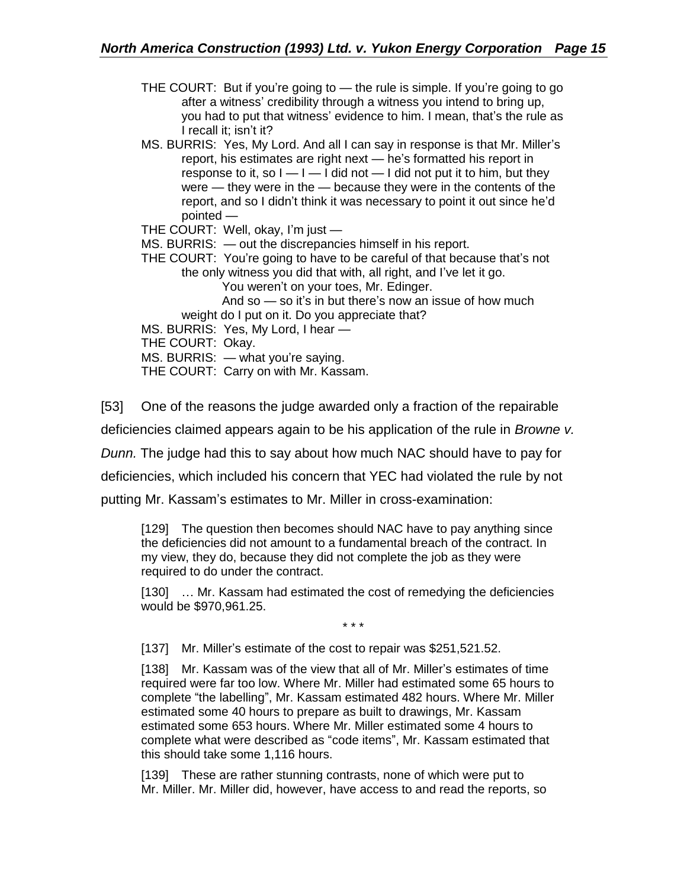> THE COURT: But if you're going to — the rule is simple. If you're going to go after a witness' credibility through a witness you intend to bring up, you had to put that witness' evidence to him. I mean, that's the rule as I recall it; isn't it?
>
> MS. BURRIS: Yes, My Lord. And all I can say in response is that Mr. Miller's report, his estimates are right next — he's formatted his report in response to it, so I — I — I did not — I did not put it to him, but they were — they were in the — because they were in the contents of the report, and so I didn't think it was necessary to point it out since he'd pointed —
>
> THE COURT: Well, okay, I'm just —
>
> MS. BURRIS: — out the discrepancies himself in his report.
>
> THE COURT: You're going to have to be careful of that because that's not the only witness you did that with, all right, and I've let it go.
>
> You weren't on your toes, Mr. Edinger.
>
> And so — so it's in but there's now an issue of how much weight do I put on it. Do you appreciate that?
>
> MS. BURRIS: Yes, My Lord, I hear —
>
> THE COURT: Okay.
>
> MS. BURRIS: — what you're saying.
>
> THE COURT: Carry on with Mr. Kassam.

[53] One of the reasons the judge awarded only a fraction of the repairable deficiencies claimed appears again to be his application of the rule in *Browne v. Dunn.* The judge had this to say about how much NAC should have to pay for deficiencies, which included his concern that YEC had violated the rule by not putting Mr. Kassam's estimates to Mr. Miller in cross-examination:

> [129] The question then becomes should NAC have to pay anything since the deficiencies did not amount to a fundamental breach of the contract. In my view, they do, because they did not complete the job as they were required to do under the contract.
>
> [130] … Mr. Kassam had estimated the cost of remedying the deficiencies would be $970,961.25.
>
> \* \* \*
>
> [137] Mr. Miller's estimate of the cost to repair was $251,521.52.
>
> [138] Mr. Kassam was of the view that all of Mr. Miller's estimates of time required were far too low. Where Mr. Miller had estimated some 65 hours to complete "the labelling", Mr. Kassam estimated 482 hours. Where Mr. Miller estimated some 40 hours to prepare as built to drawings, Mr. Kassam estimated some 653 hours. Where Mr. Miller estimated some 4 hours to complete what were described as "code items", Mr. Kassam estimated that this should take some 1,116 hours.
>
> [139] These are rather stunning contrasts, none of which were put to Mr. Miller. Mr. Miller did, however, have access to and read the reports, so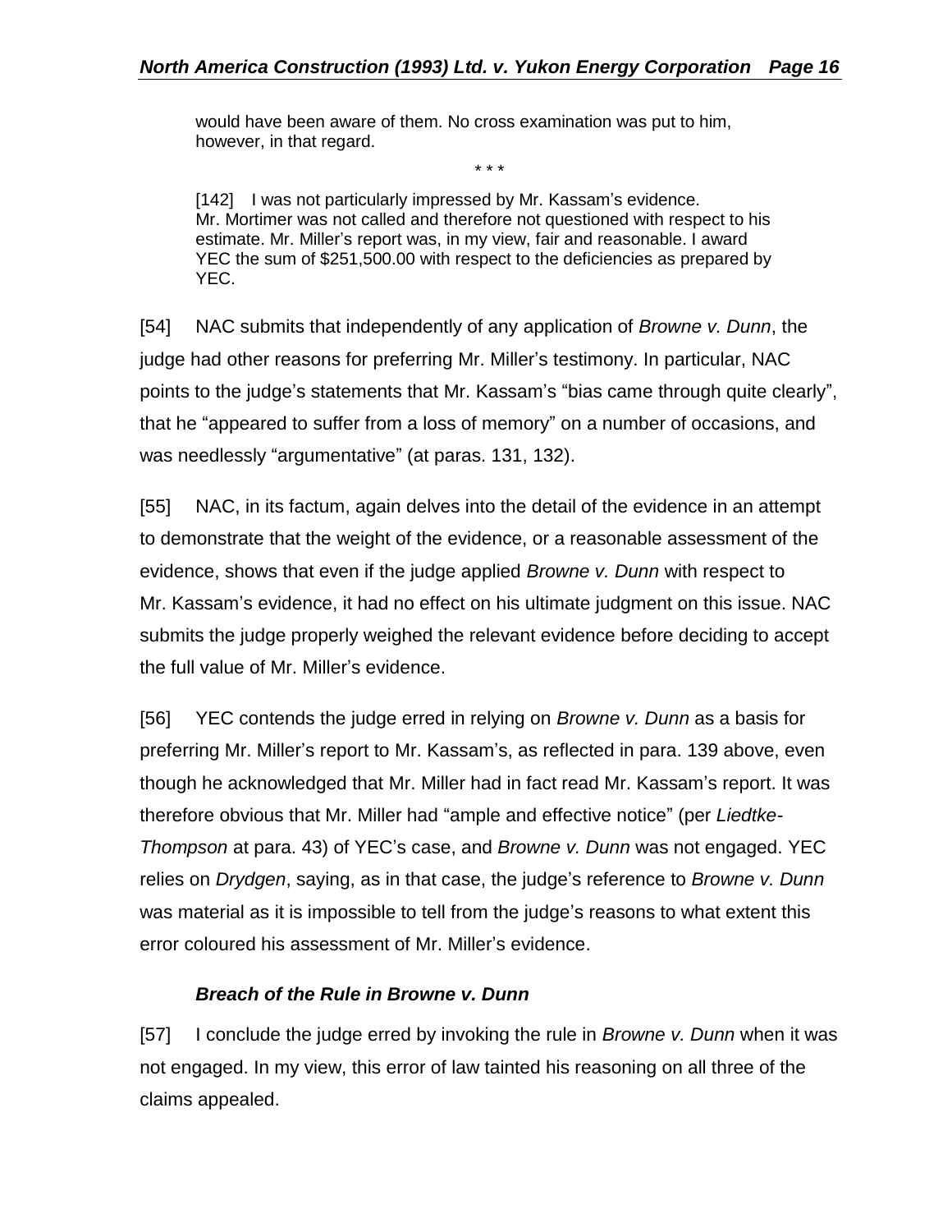> would have been aware of them. No cross examination was put to him, however, in that regard.
>
> \* \* \*
>
> [142] I was not particularly impressed by Mr. Kassam's evidence. Mr. Mortimer was not called and therefore not questioned with respect to his estimate. Mr. Miller's report was, in my view, fair and reasonable. I award YEC the sum of $251,500.00 with respect to the deficiencies as prepared by YEC.

[54] NAC submits that independently of any application of *Browne v. Dunn*, the judge had other reasons for preferring Mr. Miller's testimony. In particular, NAC points to the judge's statements that Mr. Kassam's "bias came through quite clearly", that he "appeared to suffer from a loss of memory" on a number of occasions, and was needlessly "argumentative" (at paras. 131, 132).

[55] NAC, in its factum, again delves into the detail of the evidence in an attempt to demonstrate that the weight of the evidence, or a reasonable assessment of the evidence, shows that even if the judge applied *Browne v. Dunn* with respect to Mr. Kassam's evidence, it had no effect on his ultimate judgment on this issue. NAC submits the judge properly weighed the relevant evidence before deciding to accept the full value of Mr. Miller's evidence.

[56] YEC contends the judge erred in relying on *Browne v. Dunn* as a basis for preferring Mr. Miller's report to Mr. Kassam's, as reflected in para. 139 above, even though he acknowledged that Mr. Miller had in fact read Mr. Kassam's report. It was therefore obvious that Mr. Miller had "ample and effective notice" (per *Liedtke-Thompson* at para. 43) of YEC's case, and *Browne v. Dunn* was not engaged. YEC relies on *Drydgen*, saying, as in that case, the judge's reference to *Browne v. Dunn* was material as it is impossible to tell from the judge's reasons to what extent this error coloured his assessment of Mr. Miller's evidence.

### *Breach of the Rule in Browne v. Dunn*

[57] I conclude the judge erred by invoking the rule in *Browne v. Dunn* when it was not engaged. In my view, this error of law tainted his reasoning on all three of the claims appealed.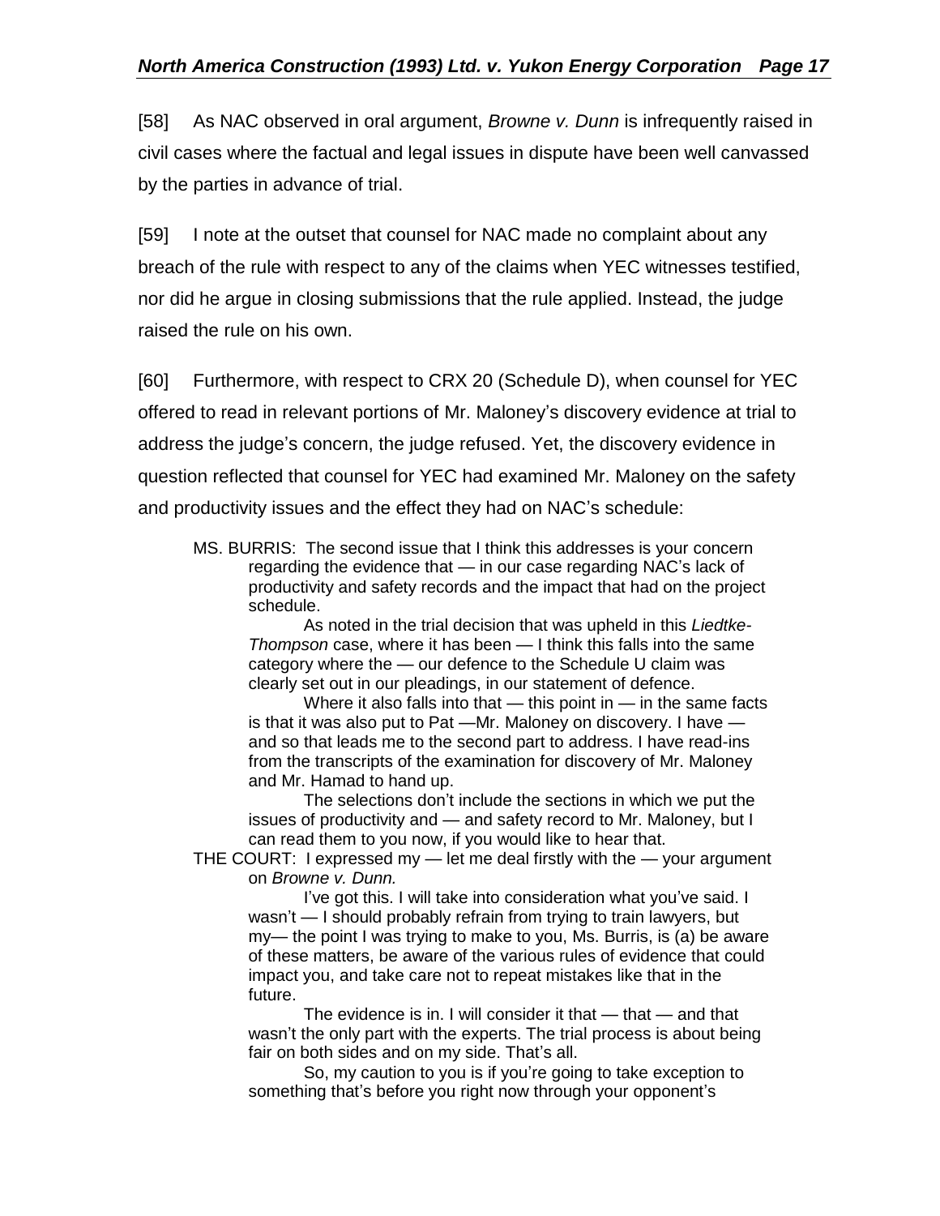[58] As NAC observed in oral argument, *Browne v. Dunn* is infrequently raised in civil cases where the factual and legal issues in dispute have been well canvassed by the parties in advance of trial.

[59] I note at the outset that counsel for NAC made no complaint about any breach of the rule with respect to any of the claims when YEC witnesses testified, nor did he argue in closing submissions that the rule applied. Instead, the judge raised the rule on his own.

[60] Furthermore, with respect to CRX 20 (Schedule D), when counsel for YEC offered to read in relevant portions of Mr. Maloney's discovery evidence at trial to address the judge's concern, the judge refused. Yet, the discovery evidence in question reflected that counsel for YEC had examined Mr. Maloney on the safety and productivity issues and the effect they had on NAC's schedule:

> MS. BURRIS: The second issue that I think this addresses is your concern regarding the evidence that — in our case regarding NAC's lack of productivity and safety records and the impact that had on the project schedule.
>
> As noted in the trial decision that was upheld in this *Liedtke-Thompson* case, where it has been — I think this falls into the same category where the — our defence to the Schedule U claim was clearly set out in our pleadings, in our statement of defence.
>
> Where it also falls into that — this point in — in the same facts is that it was also put to Pat —Mr. Maloney on discovery. I have — and so that leads me to the second part to address. I have read-ins from the transcripts of the examination for discovery of Mr. Maloney and Mr. Hamad to hand up.
>
> The selections don't include the sections in which we put the issues of productivity and — and safety record to Mr. Maloney, but I can read them to you now, if you would like to hear that.
>
> THE COURT: I expressed my — let me deal firstly with the — your argument on *Browne v. Dunn.*
>
> I've got this. I will take into consideration what you've said. I wasn't — I should probably refrain from trying to train lawyers, but my— the point I was trying to make to you, Ms. Burris, is (a) be aware of these matters, be aware of the various rules of evidence that could impact you, and take care not to repeat mistakes like that in the future.
>
> The evidence is in. I will consider it that — that — and that wasn't the only part with the experts. The trial process is about being fair on both sides and on my side. That's all.
>
> So, my caution to you is if you're going to take exception to something that's before you right now through your opponent's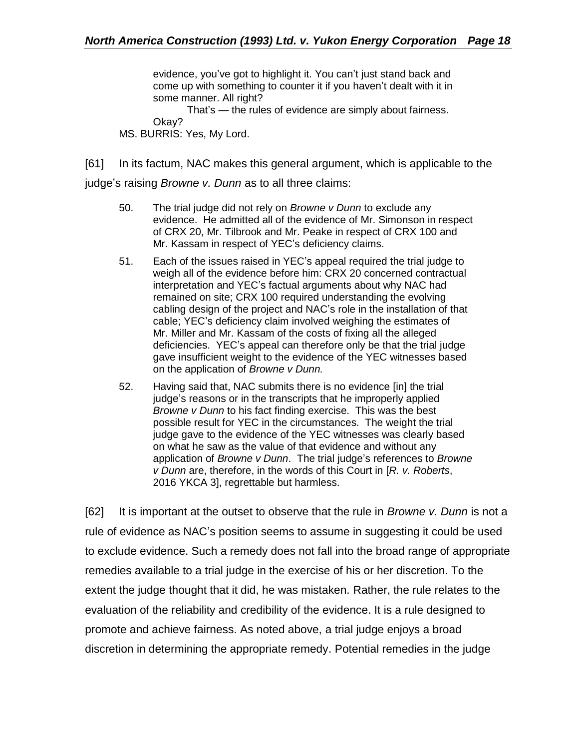> evidence, you've got to highlight it. You can't just stand back and come up with something to counter it if you haven't dealt with it in some manner. All right?
>
> That's — the rules of evidence are simply about fairness. Okay?

MS. BURRIS: Yes, My Lord.

[61] In its factum, NAC makes this general argument, which is applicable to the judge's raising *Browne v. Dunn* as to all three claims:

> 50. The trial judge did not rely on *Browne v Dunn* to exclude any evidence. He admitted all of the evidence of Mr. Simonson in respect of CRX 20, Mr. Tilbrook and Mr. Peake in respect of CRX 100 and Mr. Kassam in respect of YEC's deficiency claims.
>
> 51. Each of the issues raised in YEC's appeal required the trial judge to weigh all of the evidence before him: CRX 20 concerned contractual interpretation and YEC's factual arguments about why NAC had remained on site; CRX 100 required understanding the evolving cabling design of the project and NAC's role in the installation of that cable; YEC's deficiency claim involved weighing the estimates of Mr. Miller and Mr. Kassam of the costs of fixing all the alleged deficiencies. YEC's appeal can therefore only be that the trial judge gave insufficient weight to the evidence of the YEC witnesses based on the application of *Browne v Dunn.*
>
> 52. Having said that, NAC submits there is no evidence [in] the trial judge's reasons or in the transcripts that he improperly applied *Browne v Dunn* to his fact finding exercise. This was the best possible result for YEC in the circumstances. The weight the trial judge gave to the evidence of the YEC witnesses was clearly based on what he saw as the value of that evidence and without any application of *Browne v Dunn*. The trial judge's references to *Browne v Dunn* are, therefore, in the words of this Court in [*R. v. Roberts*, 2016 YKCA 3], regrettable but harmless.

[62] It is important at the outset to observe that the rule in *Browne v. Dunn* is not a rule of evidence as NAC's position seems to assume in suggesting it could be used to exclude evidence. Such a remedy does not fall into the broad range of appropriate remedies available to a trial judge in the exercise of his or her discretion. To the extent the judge thought that it did, he was mistaken. Rather, the rule relates to the evaluation of the reliability and credibility of the evidence. It is a rule designed to promote and achieve fairness. As noted above, a trial judge enjoys a broad discretion in determining the appropriate remedy. Potential remedies in the judge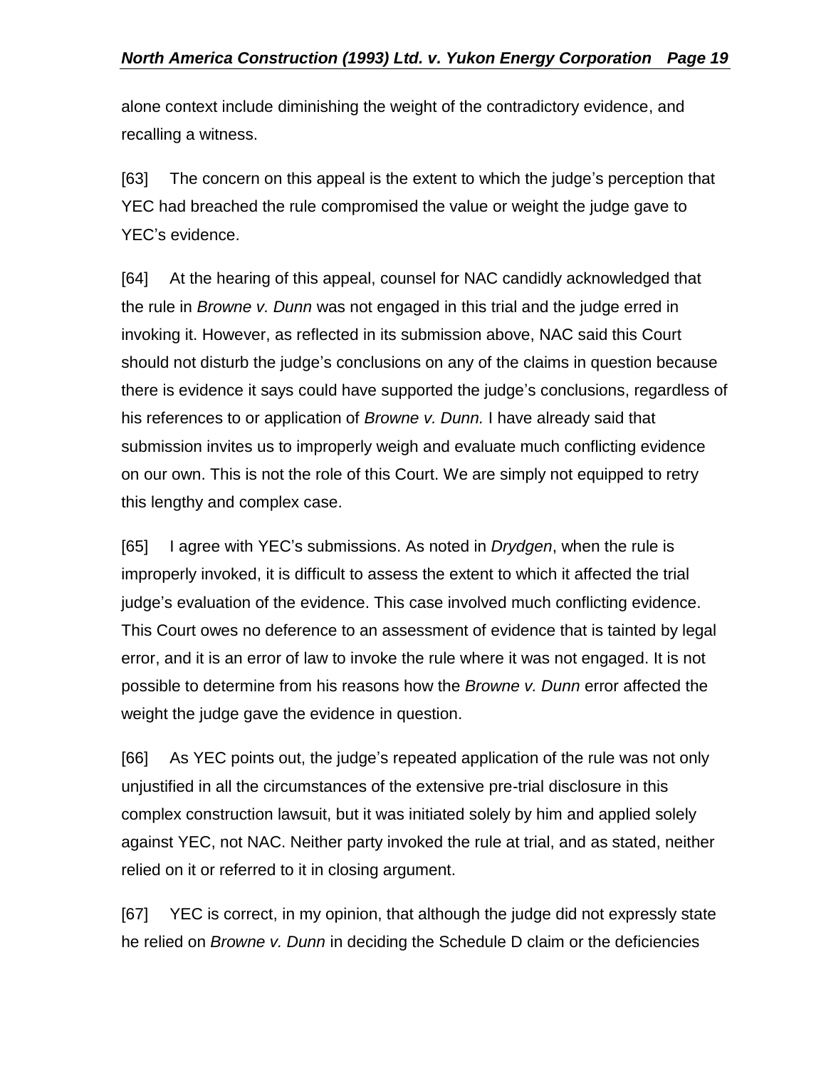alone context include diminishing the weight of the contradictory evidence, and recalling a witness.

[63] The concern on this appeal is the extent to which the judge's perception that YEC had breached the rule compromised the value or weight the judge gave to YEC's evidence.

[64] At the hearing of this appeal, counsel for NAC candidly acknowledged that the rule in *Browne v. Dunn* was not engaged in this trial and the judge erred in invoking it. However, as reflected in its submission above, NAC said this Court should not disturb the judge's conclusions on any of the claims in question because there is evidence it says could have supported the judge's conclusions, regardless of his references to or application of *Browne v. Dunn.* I have already said that submission invites us to improperly weigh and evaluate much conflicting evidence on our own. This is not the role of this Court. We are simply not equipped to retry this lengthy and complex case.

[65] I agree with YEC's submissions. As noted in *Drydgen*, when the rule is improperly invoked, it is difficult to assess the extent to which it affected the trial judge's evaluation of the evidence. This case involved much conflicting evidence. This Court owes no deference to an assessment of evidence that is tainted by legal error, and it is an error of law to invoke the rule where it was not engaged. It is not possible to determine from his reasons how the *Browne v. Dunn* error affected the weight the judge gave the evidence in question.

[66] As YEC points out, the judge's repeated application of the rule was not only unjustified in all the circumstances of the extensive pre-trial disclosure in this complex construction lawsuit, but it was initiated solely by him and applied solely against YEC, not NAC. Neither party invoked the rule at trial, and as stated, neither relied on it or referred to it in closing argument.

[67] YEC is correct, in my opinion, that although the judge did not expressly state he relied on *Browne v. Dunn* in deciding the Schedule D claim or the deficiencies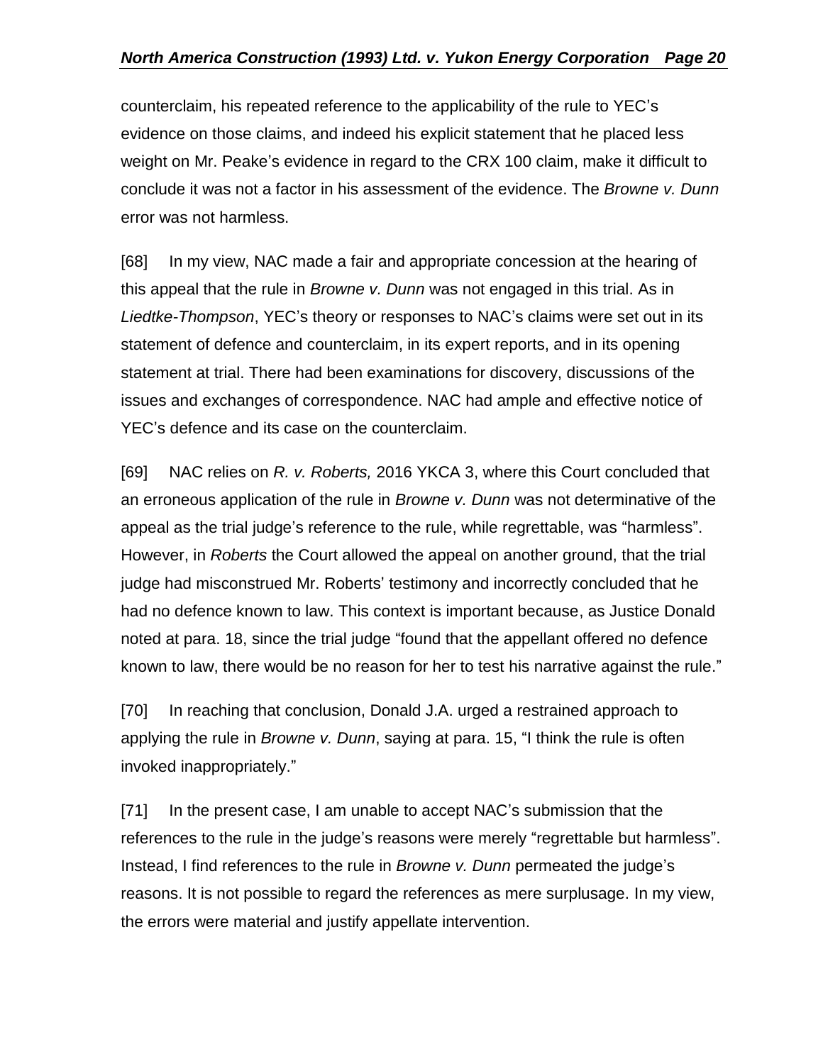counterclaim, his repeated reference to the applicability of the rule to YEC's evidence on those claims, and indeed his explicit statement that he placed less weight on Mr. Peake's evidence in regard to the CRX 100 claim, make it difficult to conclude it was not a factor in his assessment of the evidence. The *Browne v. Dunn* error was not harmless.

[68] In my view, NAC made a fair and appropriate concession at the hearing of this appeal that the rule in *Browne v. Dunn* was not engaged in this trial. As in *Liedtke-Thompson*, YEC's theory or responses to NAC's claims were set out in its statement of defence and counterclaim, in its expert reports, and in its opening statement at trial. There had been examinations for discovery, discussions of the issues and exchanges of correspondence. NAC had ample and effective notice of YEC's defence and its case on the counterclaim.

[69] NAC relies on *R. v. Roberts,* 2016 YKCA 3, where this Court concluded that an erroneous application of the rule in *Browne v. Dunn* was not determinative of the appeal as the trial judge's reference to the rule, while regrettable, was "harmless". However, in *Roberts* the Court allowed the appeal on another ground, that the trial judge had misconstrued Mr. Roberts' testimony and incorrectly concluded that he had no defence known to law. This context is important because, as Justice Donald noted at para. 18, since the trial judge "found that the appellant offered no defence known to law, there would be no reason for her to test his narrative against the rule."

[70] In reaching that conclusion, Donald J.A. urged a restrained approach to applying the rule in *Browne v. Dunn*, saying at para. 15, "I think the rule is often invoked inappropriately."

[71] In the present case, I am unable to accept NAC's submission that the references to the rule in the judge's reasons were merely "regrettable but harmless". Instead, I find references to the rule in *Browne v. Dunn* permeated the judge's reasons. It is not possible to regard the references as mere surplusage. In my view, the errors were material and justify appellate intervention.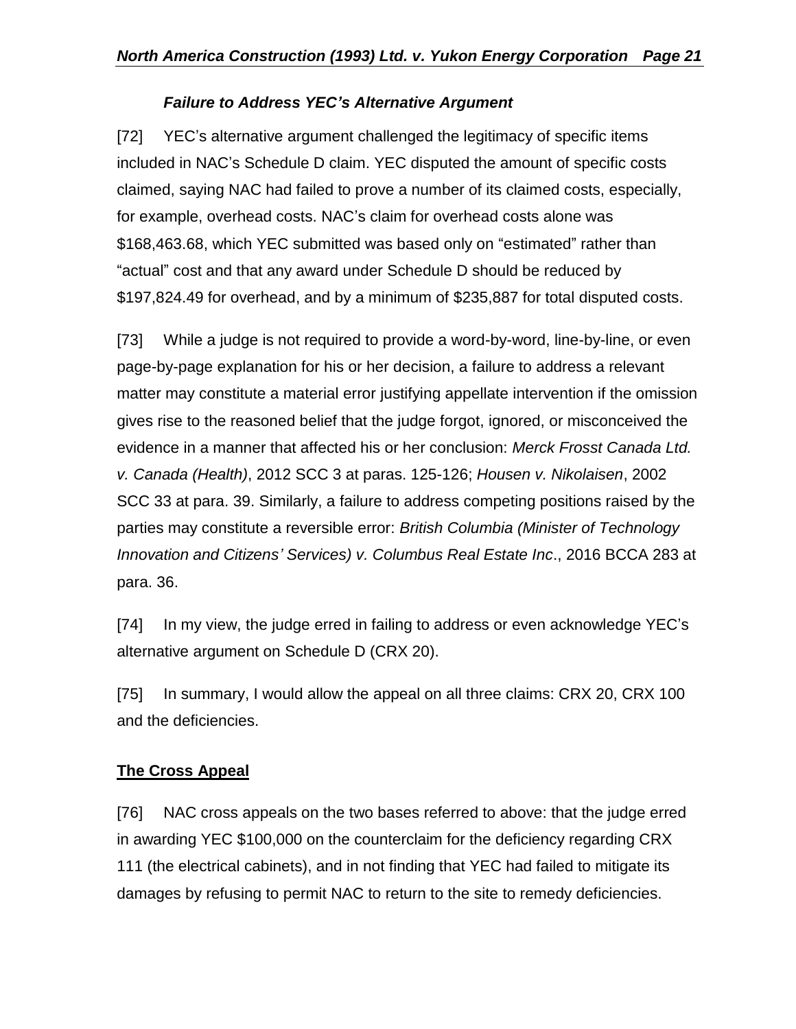### *Failure to Address YEC's Alternative Argument*

[72] YEC's alternative argument challenged the legitimacy of specific items included in NAC's Schedule D claim. YEC disputed the amount of specific costs claimed, saying NAC had failed to prove a number of its claimed costs, especially, for example, overhead costs. NAC's claim for overhead costs alone was $168,463.68, which YEC submitted was based only on "estimated" rather than "actual" cost and that any award under Schedule D should be reduced by $197,824.49 for overhead, and by a minimum of $235,887 for total disputed costs.

[73] While a judge is not required to provide a word-by-word, line-by-line, or even page-by-page explanation for his or her decision, a failure to address a relevant matter may constitute a material error justifying appellate intervention if the omission gives rise to the reasoned belief that the judge forgot, ignored, or misconceived the evidence in a manner that affected his or her conclusion: *Merck Frosst Canada Ltd. v. Canada (Health)*, 2012 SCC 3 at paras. 125-126; *Housen v. Nikolaisen*, 2002 SCC 33 at para. 39. Similarly, a failure to address competing positions raised by the parties may constitute a reversible error: *British Columbia (Minister of Technology Innovation and Citizens' Services) v. Columbus Real Estate Inc*., 2016 BCCA 283 at para. 36.

[74] In my view, the judge erred in failing to address or even acknowledge YEC's alternative argument on Schedule D (CRX 20).

[75] In summary, I would allow the appeal on all three claims: CRX 20, CRX 100 and the deficiencies.

## **The Cross Appeal**

[76] NAC cross appeals on the two bases referred to above: that the judge erred in awarding YEC $100,000 on the counterclaim for the deficiency regarding CRX 111 (the electrical cabinets), and in not finding that YEC had failed to mitigate its damages by refusing to permit NAC to return to the site to remedy deficiencies.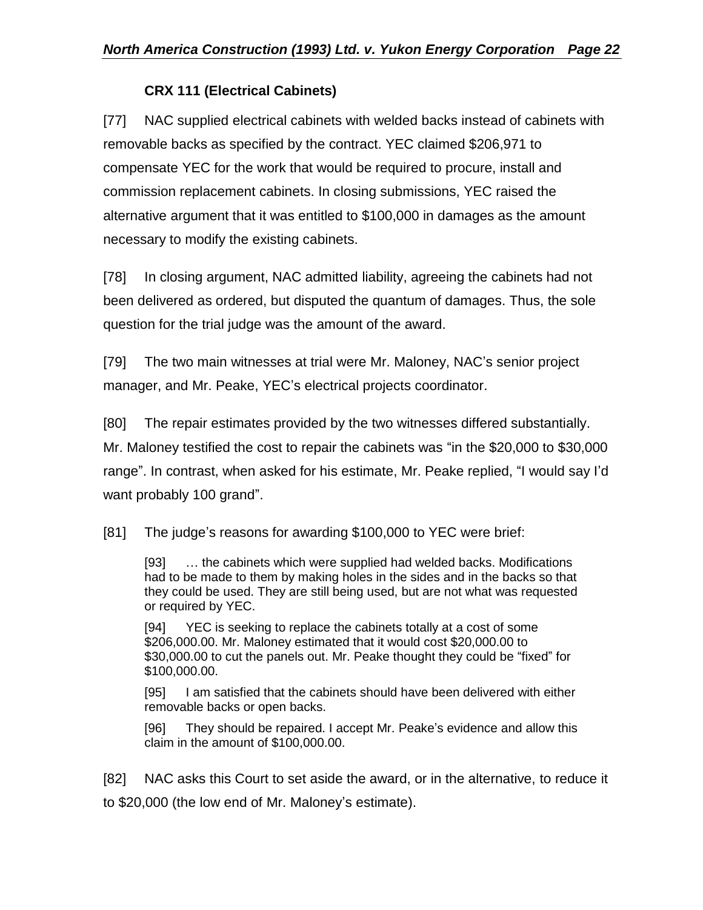### CRX 111 (Electrical Cabinets)

[77] NAC supplied electrical cabinets with welded backs instead of cabinets with removable backs as specified by the contract. YEC claimed $206,971 to compensate YEC for the work that would be required to procure, install and commission replacement cabinets. In closing submissions, YEC raised the alternative argument that it was entitled to $100,000 in damages as the amount necessary to modify the existing cabinets.

[78] In closing argument, NAC admitted liability, agreeing the cabinets had not been delivered as ordered, but disputed the quantum of damages. Thus, the sole question for the trial judge was the amount of the award.

[79] The two main witnesses at trial were Mr. Maloney, NAC's senior project manager, and Mr. Peake, YEC's electrical projects coordinator.

[80] The repair estimates provided by the two witnesses differed substantially. Mr. Maloney testified the cost to repair the cabinets was "in the $20,000 to $30,000 range". In contrast, when asked for his estimate, Mr. Peake replied, "I would say I'd want probably 100 grand".

[81] The judge's reasons for awarding $100,000 to YEC were brief:

> [93] … the cabinets which were supplied had welded backs. Modifications had to be made to them by making holes in the sides and in the backs so that they could be used. They are still being used, but are not what was requested or required by YEC.
>
> [94] YEC is seeking to replace the cabinets totally at a cost of some $206,000.00. Mr. Maloney estimated that it would cost $20,000.00 to $30,000.00 to cut the panels out. Mr. Peake thought they could be "fixed" for $100,000.00.
>
> [95] I am satisfied that the cabinets should have been delivered with either removable backs or open backs.
>
> [96] They should be repaired. I accept Mr. Peake's evidence and allow this claim in the amount of $100,000.00.

[82] NAC asks this Court to set aside the award, or in the alternative, to reduce it to $20,000 (the low end of Mr. Maloney's estimate).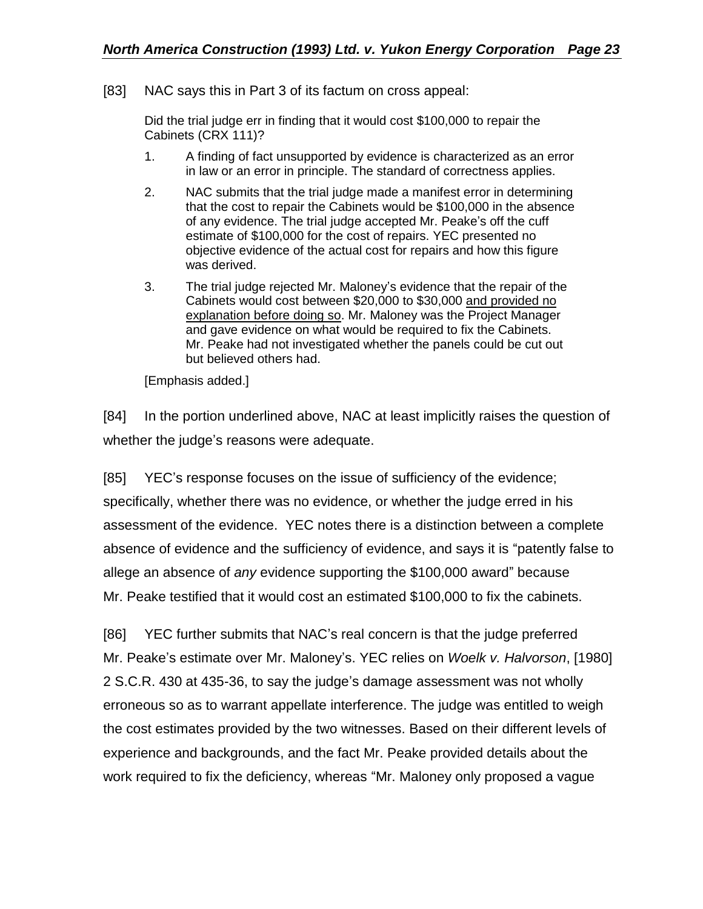[83] NAC says this in Part 3 of its factum on cross appeal:

> Did the trial judge err in finding that it would cost $100,000 to repair the Cabinets (CRX 111)?
>
> 1. A finding of fact unsupported by evidence is characterized as an error in law or an error in principle. The standard of correctness applies.
> 2. NAC submits that the trial judge made a manifest error in determining that the cost to repair the Cabinets would be $100,000 in the absence of any evidence. The trial judge accepted Mr. Peake's off the cuff estimate of $100,000 for the cost of repairs. YEC presented no objective evidence of the actual cost for repairs and how this figure was derived.
> 3. The trial judge rejected Mr. Maloney's evidence that the repair of the Cabinets would cost between $20,000 to $30,000 <u>and provided no explanation before doing so</u>. Mr. Maloney was the Project Manager and gave evidence on what would be required to fix the Cabinets. Mr. Peake had not investigated whether the panels could be cut out but believed others had.
>
> [Emphasis added.]

[84] In the portion underlined above, NAC at least implicitly raises the question of whether the judge's reasons were adequate.

[85] YEC's response focuses on the issue of sufficiency of the evidence; specifically, whether there was no evidence, or whether the judge erred in his assessment of the evidence. YEC notes there is a distinction between a complete absence of evidence and the sufficiency of evidence, and says it is "patently false to allege an absence of *any* evidence supporting the $100,000 award" because Mr. Peake testified that it would cost an estimated $100,000 to fix the cabinets.

[86] YEC further submits that NAC's real concern is that the judge preferred Mr. Peake's estimate over Mr. Maloney's. YEC relies on *Woelk v. Halvorson*, [1980] 2 S.C.R. 430 at 435-36, to say the judge's damage assessment was not wholly erroneous so as to warrant appellate interference. The judge was entitled to weigh the cost estimates provided by the two witnesses. Based on their different levels of experience and backgrounds, and the fact Mr. Peake provided details about the work required to fix the deficiency, whereas "Mr. Maloney only proposed a vague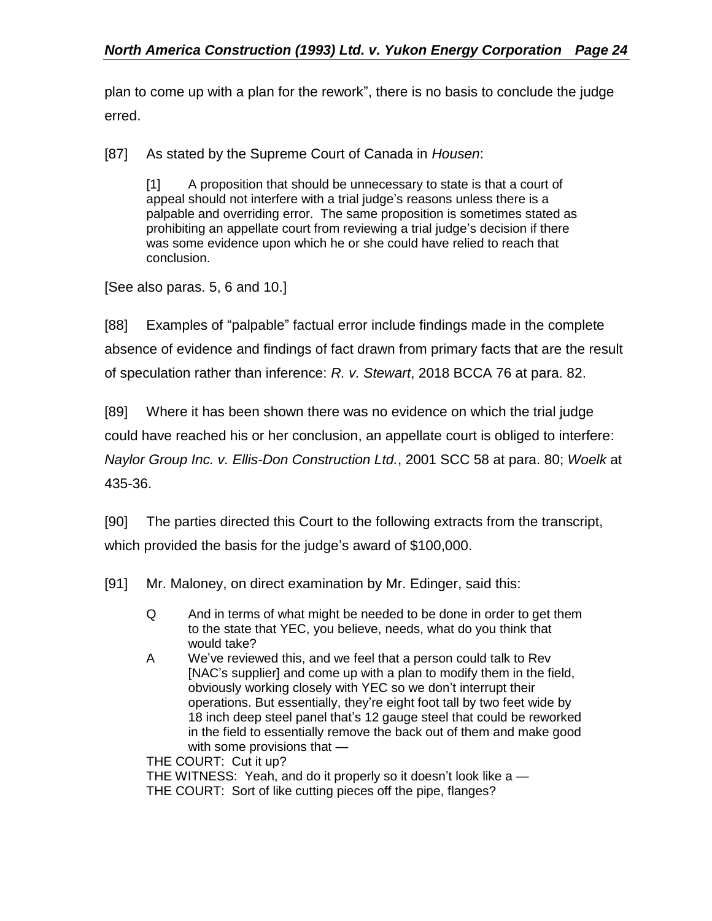plan to come up with a plan for the rework", there is no basis to conclude the judge erred.

[87] As stated by the Supreme Court of Canada in *Housen*:

> [1] A proposition that should be unnecessary to state is that a court of appeal should not interfere with a trial judge's reasons unless there is a palpable and overriding error. The same proposition is sometimes stated as prohibiting an appellate court from reviewing a trial judge's decision if there was some evidence upon which he or she could have relied to reach that conclusion.

[See also paras. 5, 6 and 10.]

[88] Examples of "palpable" factual error include findings made in the complete absence of evidence and findings of fact drawn from primary facts that are the result of speculation rather than inference: *R. v. Stewart*, 2018 BCCA 76 at para. 82.

[89] Where it has been shown there was no evidence on which the trial judge could have reached his or her conclusion, an appellate court is obliged to interfere: *Naylor Group Inc. v. Ellis-Don Construction Ltd.*, 2001 SCC 58 at para. 80; *Woelk* at 435-36.

[90] The parties directed this Court to the following extracts from the transcript, which provided the basis for the judge's award of $100,000.

[91] Mr. Maloney, on direct examination by Mr. Edinger, said this:

> Q And in terms of what might be needed to be done in order to get them to the state that YEC, you believe, needs, what do you think that would take?
>
> A We've reviewed this, and we feel that a person could talk to Rev [NAC's supplier] and come up with a plan to modify them in the field, obviously working closely with YEC so we don't interrupt their operations. But essentially, they're eight foot tall by two feet wide by 18 inch deep steel panel that's 12 gauge steel that could be reworked in the field to essentially remove the back out of them and make good with some provisions that —
>
> THE COURT: Cut it up?
>
> THE WITNESS: Yeah, and do it properly so it doesn't look like a —
>
> THE COURT: Sort of like cutting pieces off the pipe, flanges?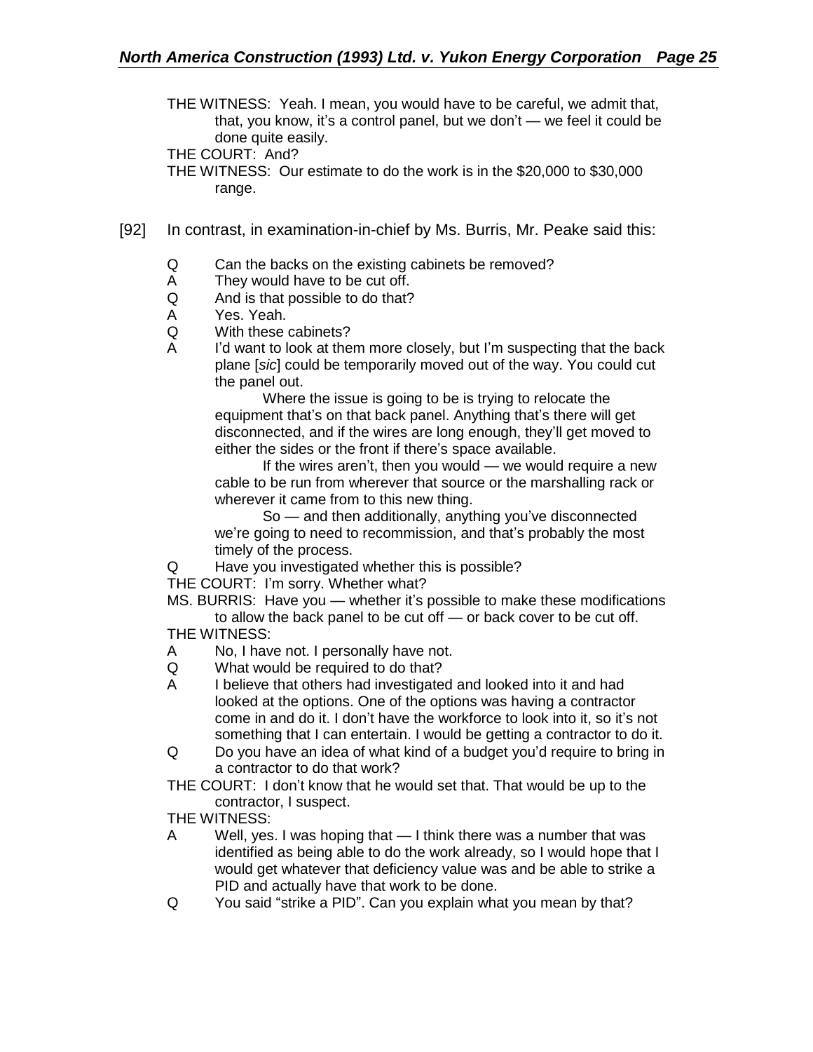THE WITNESS: Yeah. I mean, you would have to be careful, we admit that, that, you know, it's a control panel, but we don't — we feel it could be done quite easily.

THE COURT: And?

THE WITNESS: Our estimate to do the work is in the $20,000 to $30,000 range.

[92] In contrast, in examination-in-chief by Ms. Burris, Mr. Peake said this:

> Q Can the backs on the existing cabinets be removed?
>
> A They would have to be cut off.
>
> Q And is that possible to do that?
>
> A Yes. Yeah.
>
> Q With these cabinets?
>
> A I'd want to look at them more closely, but I'm suspecting that the back plane [*sic*] could be temporarily moved out of the way. You could cut the panel out.
>
> Where the issue is going to be is trying to relocate the equipment that's on that back panel. Anything that's there will get disconnected, and if the wires are long enough, they'll get moved to either the sides or the front if there's space available.
>
> If the wires aren't, then you would — we would require a new cable to be run from wherever that source or the marshalling rack or wherever it came from to this new thing.
>
> So — and then additionally, anything you've disconnected we're going to need to recommission, and that's probably the most timely of the process.
>
> Q Have you investigated whether this is possible?
>
> THE COURT: I'm sorry. Whether what?
>
> MS. BURRIS: Have you — whether it's possible to make these modifications to allow the back panel to be cut off — or back cover to be cut off.
>
> THE WITNESS:
>
> A No, I have not. I personally have not.
>
> Q What would be required to do that?
>
> A I believe that others had investigated and looked into it and had looked at the options. One of the options was having a contractor come in and do it. I don't have the workforce to look into it, so it's not something that I can entertain. I would be getting a contractor to do it.
>
> Q Do you have an idea of what kind of a budget you'd require to bring in a contractor to do that work?
>
> THE COURT: I don't know that he would set that. That would be up to the contractor, I suspect.
>
> THE WITNESS:
>
> A Well, yes. I was hoping that — I think there was a number that was identified as being able to do the work already, so I would hope that I would get whatever that deficiency value was and be able to strike a PID and actually have that work to be done.
>
> Q You said "strike a PID". Can you explain what you mean by that?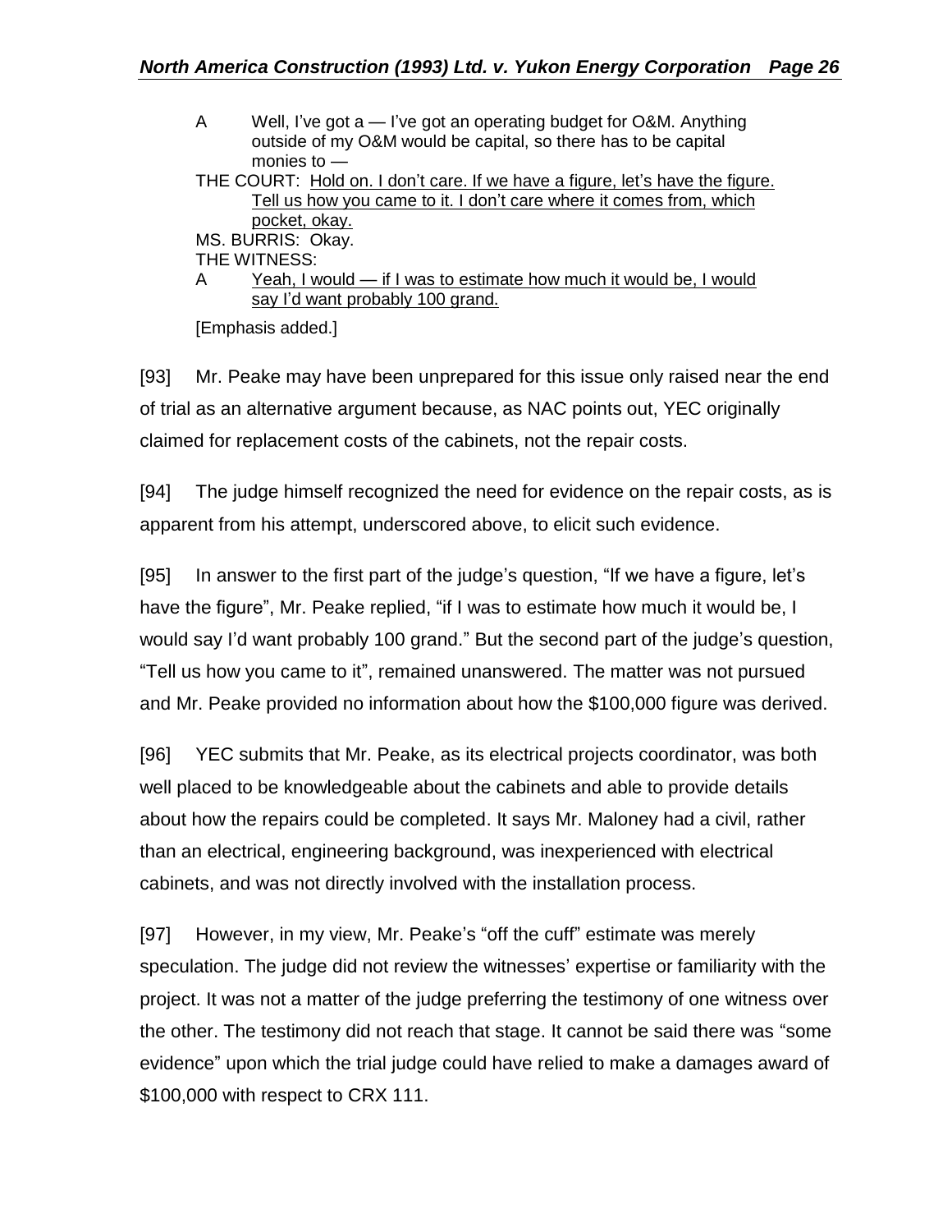> A Well, I've got a — I've got an operating budget for O&M. Anything outside of my O&M would be capital, so there has to be capital monies to —
>
> THE COURT: <u>Hold on. I don't care. If we have a figure, let's have the figure. Tell us how you came to it. I don't care where it comes from, which pocket, okay.</u>
>
> MS. BURRIS: Okay.
>
> THE WITNESS:
>
> A <u>Yeah, I would — if I was to estimate how much it would be, I would say I'd want probably 100 grand.</u>
>
> [Emphasis added.]

[93] Mr. Peake may have been unprepared for this issue only raised near the end of trial as an alternative argument because, as NAC points out, YEC originally claimed for replacement costs of the cabinets, not the repair costs.

[94] The judge himself recognized the need for evidence on the repair costs, as is apparent from his attempt, underscored above, to elicit such evidence.

[95] In answer to the first part of the judge's question, "If we have a figure, let's have the figure", Mr. Peake replied, "if I was to estimate how much it would be, I would say I'd want probably 100 grand." But the second part of the judge's question, "Tell us how you came to it", remained unanswered. The matter was not pursued and Mr. Peake provided no information about how the $100,000 figure was derived.

[96] YEC submits that Mr. Peake, as its electrical projects coordinator, was both well placed to be knowledgeable about the cabinets and able to provide details about how the repairs could be completed. It says Mr. Maloney had a civil, rather than an electrical, engineering background, was inexperienced with electrical cabinets, and was not directly involved with the installation process.

[97] However, in my view, Mr. Peake's "off the cuff" estimate was merely speculation. The judge did not review the witnesses' expertise or familiarity with the project. It was not a matter of the judge preferring the testimony of one witness over the other. The testimony did not reach that stage. It cannot be said there was "some evidence" upon which the trial judge could have relied to make a damages award of $100,000 with respect to CRX 111.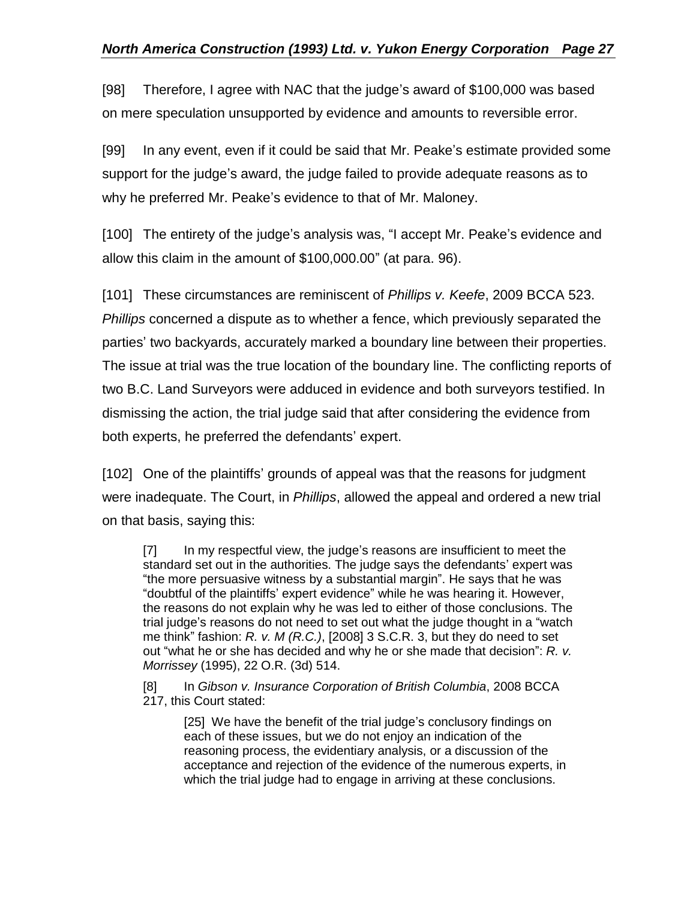[98] Therefore, I agree with NAC that the judge's award of $100,000 was based on mere speculation unsupported by evidence and amounts to reversible error.

[99] In any event, even if it could be said that Mr. Peake's estimate provided some support for the judge's award, the judge failed to provide adequate reasons as to why he preferred Mr. Peake's evidence to that of Mr. Maloney.

[100] The entirety of the judge's analysis was, "I accept Mr. Peake's evidence and allow this claim in the amount of $100,000.00" (at para. 96).

[101] These circumstances are reminiscent of *Phillips v. Keefe*, 2009 BCCA 523. *Phillips* concerned a dispute as to whether a fence, which previously separated the parties' two backyards, accurately marked a boundary line between their properties. The issue at trial was the true location of the boundary line. The conflicting reports of two B.C. Land Surveyors were adduced in evidence and both surveyors testified. In dismissing the action, the trial judge said that after considering the evidence from both experts, he preferred the defendants' expert.

[102] One of the plaintiffs' grounds of appeal was that the reasons for judgment were inadequate. The Court, in *Phillips*, allowed the appeal and ordered a new trial on that basis, saying this:

> [7] In my respectful view, the judge's reasons are insufficient to meet the standard set out in the authorities. The judge says the defendants' expert was "the more persuasive witness by a substantial margin". He says that he was "doubtful of the plaintiffs' expert evidence" while he was hearing it. However, the reasons do not explain why he was led to either of those conclusions. The trial judge's reasons do not need to set out what the judge thought in a "watch me think" fashion: *R. v. M (R.C.)*, [2008] 3 S.C.R. 3, but they do need to set out "what he or she has decided and why he or she made that decision": *R. v. Morrissey* (1995), 22 O.R. (3d) 514.
>
> [8] In *Gibson v. Insurance Corporation of British Columbia*, 2008 BCCA 217, this Court stated:
>
>> [25] We have the benefit of the trial judge's conclusory findings on each of these issues, but we do not enjoy an indication of the reasoning process, the evidentiary analysis, or a discussion of the acceptance and rejection of the evidence of the numerous experts, in which the trial judge had to engage in arriving at these conclusions.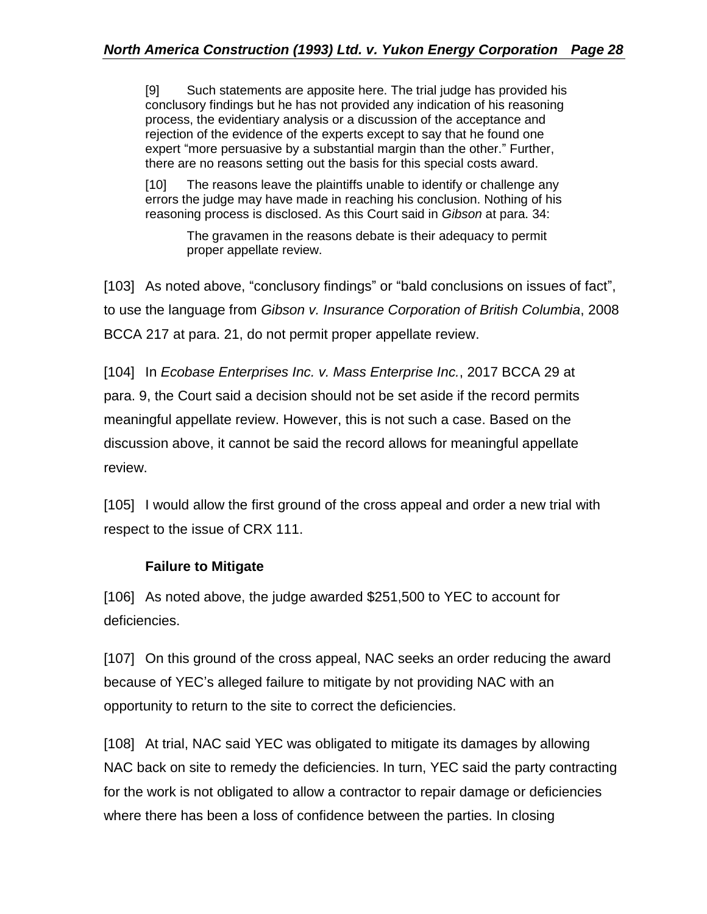> [9] Such statements are apposite here. The trial judge has provided his conclusory findings but he has not provided any indication of his reasoning process, the evidentiary analysis or a discussion of the acceptance and rejection of the evidence of the experts except to say that he found one expert "more persuasive by a substantial margin than the other." Further, there are no reasons setting out the basis for this special costs award.
>
> [10] The reasons leave the plaintiffs unable to identify or challenge any errors the judge may have made in reaching his conclusion. Nothing of his reasoning process is disclosed. As this Court said in *Gibson* at para. 34:
>
> > The gravamen in the reasons debate is their adequacy to permit proper appellate review.

[103] As noted above, "conclusory findings" or "bald conclusions on issues of fact", to use the language from *Gibson v. Insurance Corporation of British Columbia*, 2008 BCCA 217 at para. 21, do not permit proper appellate review.

[104] In *Ecobase Enterprises Inc. v. Mass Enterprise Inc.*, 2017 BCCA 29 at para. 9, the Court said a decision should not be set aside if the record permits meaningful appellate review. However, this is not such a case. Based on the discussion above, it cannot be said the record allows for meaningful appellate review.

[105] I would allow the first ground of the cross appeal and order a new trial with respect to the issue of CRX 111.

**Failure to Mitigate**

[106] As noted above, the judge awarded $251,500 to YEC to account for deficiencies.

[107] On this ground of the cross appeal, NAC seeks an order reducing the award because of YEC's alleged failure to mitigate by not providing NAC with an opportunity to return to the site to correct the deficiencies.

[108] At trial, NAC said YEC was obligated to mitigate its damages by allowing NAC back on site to remedy the deficiencies. In turn, YEC said the party contracting for the work is not obligated to allow a contractor to repair damage or deficiencies where there has been a loss of confidence between the parties. In closing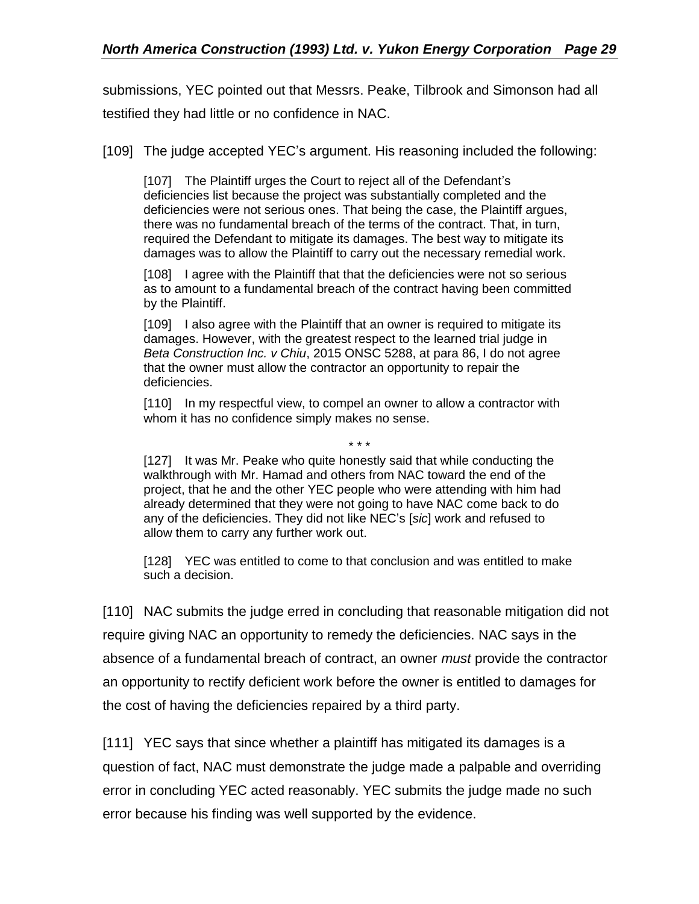submissions, YEC pointed out that Messrs. Peake, Tilbrook and Simonson had all testified they had little or no confidence in NAC.

[109] The judge accepted YEC's argument. His reasoning included the following:

> [107] The Plaintiff urges the Court to reject all of the Defendant's deficiencies list because the project was substantially completed and the deficiencies were not serious ones. That being the case, the Plaintiff argues, there was no fundamental breach of the terms of the contract. That, in turn, required the Defendant to mitigate its damages. The best way to mitigate its damages was to allow the Plaintiff to carry out the necessary remedial work.
>
> [108] I agree with the Plaintiff that that the deficiencies were not so serious as to amount to a fundamental breach of the contract having been committed by the Plaintiff.
>
> [109] I also agree with the Plaintiff that an owner is required to mitigate its damages. However, with the greatest respect to the learned trial judge in *Beta Construction Inc. v Chiu*, 2015 ONSC 5288, at para 86, I do not agree that the owner must allow the contractor an opportunity to repair the deficiencies.
>
> [110] In my respectful view, to compel an owner to allow a contractor with whom it has no confidence simply makes no sense.
>
> \* \* \*
>
> [127] It was Mr. Peake who quite honestly said that while conducting the walkthrough with Mr. Hamad and others from NAC toward the end of the project, that he and the other YEC people who were attending with him had already determined that they were not going to have NAC come back to do any of the deficiencies. They did not like NEC's [*sic*] work and refused to allow them to carry any further work out.
>
> [128] YEC was entitled to come to that conclusion and was entitled to make such a decision.

[110] NAC submits the judge erred in concluding that reasonable mitigation did not require giving NAC an opportunity to remedy the deficiencies. NAC says in the absence of a fundamental breach of contract, an owner *must* provide the contractor an opportunity to rectify deficient work before the owner is entitled to damages for the cost of having the deficiencies repaired by a third party.

[111] YEC says that since whether a plaintiff has mitigated its damages is a question of fact, NAC must demonstrate the judge made a palpable and overriding error in concluding YEC acted reasonably. YEC submits the judge made no such error because his finding was well supported by the evidence.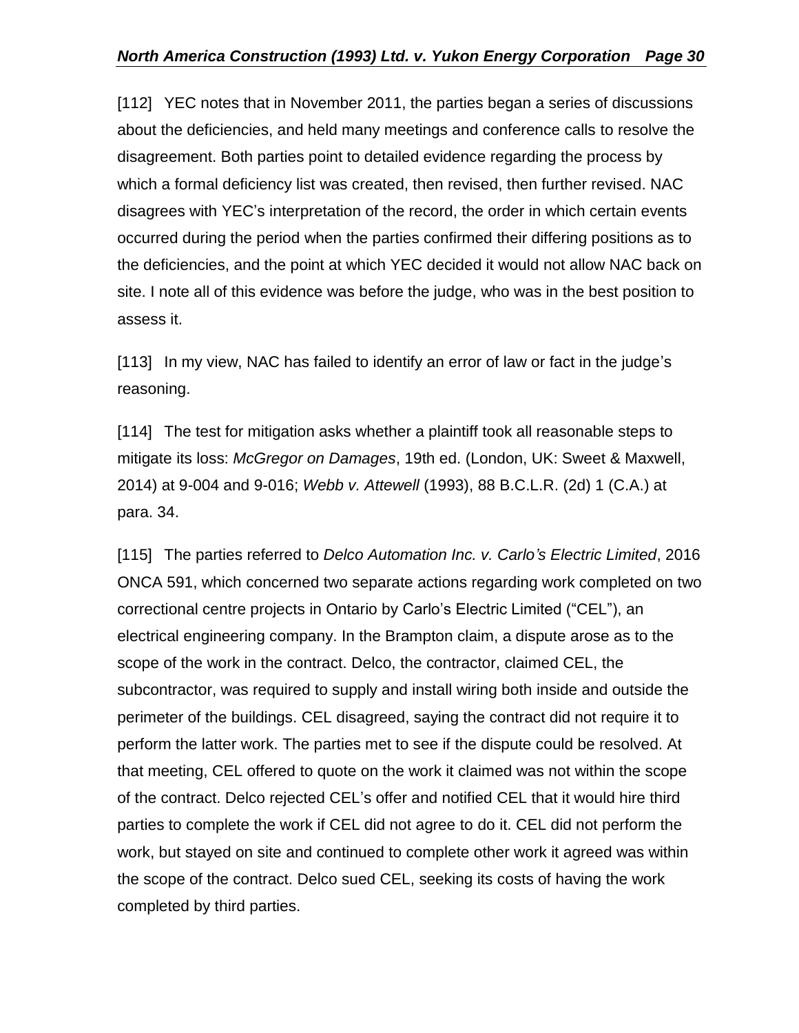[112] YEC notes that in November 2011, the parties began a series of discussions about the deficiencies, and held many meetings and conference calls to resolve the disagreement. Both parties point to detailed evidence regarding the process by which a formal deficiency list was created, then revised, then further revised. NAC disagrees with YEC's interpretation of the record, the order in which certain events occurred during the period when the parties confirmed their differing positions as to the deficiencies, and the point at which YEC decided it would not allow NAC back on site. I note all of this evidence was before the judge, who was in the best position to assess it.

[113] In my view, NAC has failed to identify an error of law or fact in the judge's reasoning.

[114] The test for mitigation asks whether a plaintiff took all reasonable steps to mitigate its loss: *McGregor on Damages*, 19th ed. (London, UK: Sweet & Maxwell, 2014) at 9-004 and 9-016; *Webb v. Attewell* (1993), 88 B.C.L.R. (2d) 1 (C.A.) at para. 34.

[115] The parties referred to *Delco Automation Inc. v. Carlo's Electric Limited*, 2016 ONCA 591, which concerned two separate actions regarding work completed on two correctional centre projects in Ontario by Carlo's Electric Limited ("CEL"), an electrical engineering company. In the Brampton claim, a dispute arose as to the scope of the work in the contract. Delco, the contractor, claimed CEL, the subcontractor, was required to supply and install wiring both inside and outside the perimeter of the buildings. CEL disagreed, saying the contract did not require it to perform the latter work. The parties met to see if the dispute could be resolved. At that meeting, CEL offered to quote on the work it claimed was not within the scope of the contract. Delco rejected CEL's offer and notified CEL that it would hire third parties to complete the work if CEL did not agree to do it. CEL did not perform the work, but stayed on site and continued to complete other work it agreed was within the scope of the contract. Delco sued CEL, seeking its costs of having the work completed by third parties.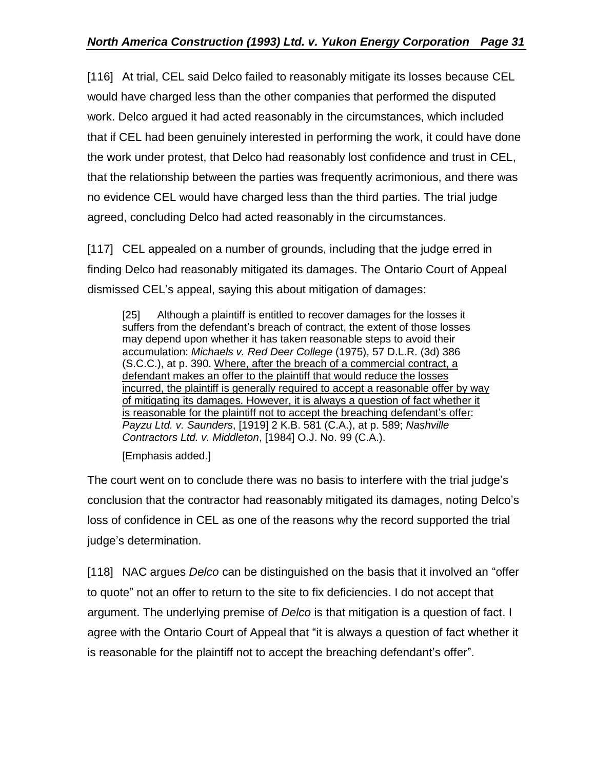[116] At trial, CEL said Delco failed to reasonably mitigate its losses because CEL would have charged less than the other companies that performed the disputed work. Delco argued it had acted reasonably in the circumstances, which included that if CEL had been genuinely interested in performing the work, it could have done the work under protest, that Delco had reasonably lost confidence and trust in CEL, that the relationship between the parties was frequently acrimonious, and there was no evidence CEL would have charged less than the third parties. The trial judge agreed, concluding Delco had acted reasonably in the circumstances.

[117] CEL appealed on a number of grounds, including that the judge erred in finding Delco had reasonably mitigated its damages. The Ontario Court of Appeal dismissed CEL's appeal, saying this about mitigation of damages:

> [25] Although a plaintiff is entitled to recover damages for the losses it suffers from the defendant's breach of contract, the extent of those losses may depend upon whether it has taken reasonable steps to avoid their accumulation: *Michaels v. Red Deer College* (1975), 57 D.L.R. (3d) 386 (S.C.C.), at p. 390. <u>Where, after the breach of a commercial contract, a defendant makes an offer to the plaintiff that would reduce the losses incurred, the plaintiff is generally required to accept a reasonable offer by way of mitigating its damages. However, it is always a question of fact whether it is reasonable for the plaintiff not to accept the breaching defendant's offer</u>: *Payzu Ltd. v. Saunders*, [1919] 2 K.B. 581 (C.A.), at p. 589; *Nashville Contractors Ltd. v. Middleton*, [1984] O.J. No. 99 (C.A.).
>
> [Emphasis added.]

The court went on to conclude there was no basis to interfere with the trial judge's conclusion that the contractor had reasonably mitigated its damages, noting Delco's loss of confidence in CEL as one of the reasons why the record supported the trial judge's determination.

[118] NAC argues *Delco* can be distinguished on the basis that it involved an "offer to quote" not an offer to return to the site to fix deficiencies. I do not accept that argument. The underlying premise of *Delco* is that mitigation is a question of fact. I agree with the Ontario Court of Appeal that "it is always a question of fact whether it is reasonable for the plaintiff not to accept the breaching defendant's offer".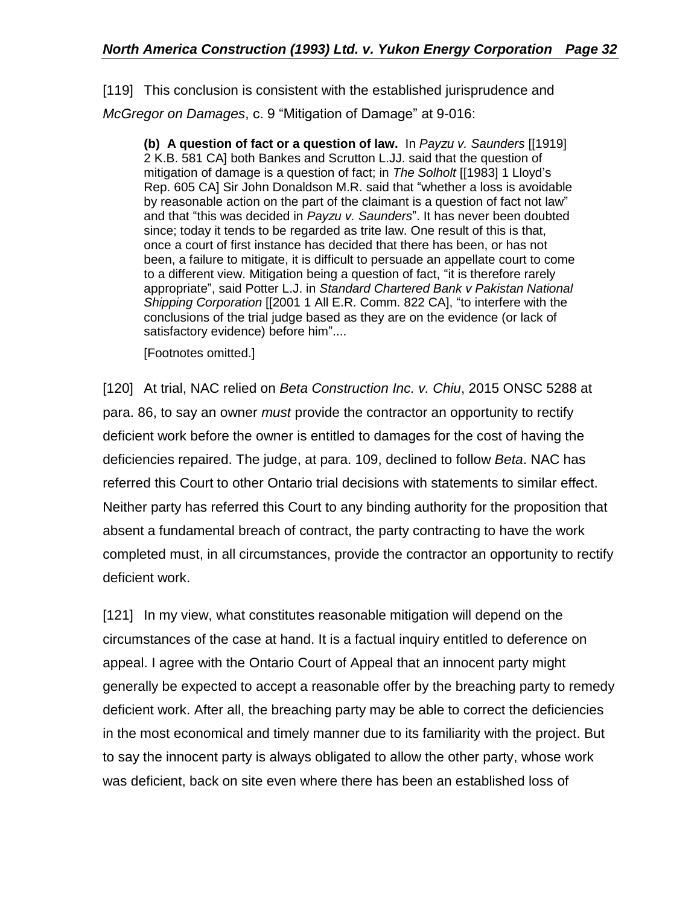[119] This conclusion is consistent with the established jurisprudence and *McGregor on Damages*, c. 9 "Mitigation of Damage" at 9-016:

> **(b) A question of fact or a question of law.** In *Payzu v. Saunders* [[1919] 2 K.B. 581 CA] both Bankes and Scrutton L.JJ. said that the question of mitigation of damage is a question of fact; in *The Solholt* [[1983] 1 Lloyd's Rep. 605 CA] Sir John Donaldson M.R. said that "whether a loss is avoidable by reasonable action on the part of the claimant is a question of fact not law" and that "this was decided in *Payzu v. Saunders*". It has never been doubted since; today it tends to be regarded as trite law. One result of this is that, once a court of first instance has decided that there has been, or has not been, a failure to mitigate, it is difficult to persuade an appellate court to come to a different view. Mitigation being a question of fact, "it is therefore rarely appropriate", said Potter L.J. in *Standard Chartered Bank v Pakistan National Shipping Corporation* [[2001 1 All E.R. Comm. 822 CA], "to interfere with the conclusions of the trial judge based as they are on the evidence (or lack of satisfactory evidence) before him"....
>
> [Footnotes omitted.]

[120] At trial, NAC relied on *Beta Construction Inc. v. Chiu*, 2015 ONSC 5288 at para. 86, to say an owner *must* provide the contractor an opportunity to rectify deficient work before the owner is entitled to damages for the cost of having the deficiencies repaired. The judge, at para. 109, declined to follow *Beta*. NAC has referred this Court to other Ontario trial decisions with statements to similar effect. Neither party has referred this Court to any binding authority for the proposition that absent a fundamental breach of contract, the party contracting to have the work completed must, in all circumstances, provide the contractor an opportunity to rectify deficient work.

[121] In my view, what constitutes reasonable mitigation will depend on the circumstances of the case at hand. It is a factual inquiry entitled to deference on appeal. I agree with the Ontario Court of Appeal that an innocent party might generally be expected to accept a reasonable offer by the breaching party to remedy deficient work. After all, the breaching party may be able to correct the deficiencies in the most economical and timely manner due to its familiarity with the project. But to say the innocent party is always obligated to allow the other party, whose work was deficient, back on site even where there has been an established loss of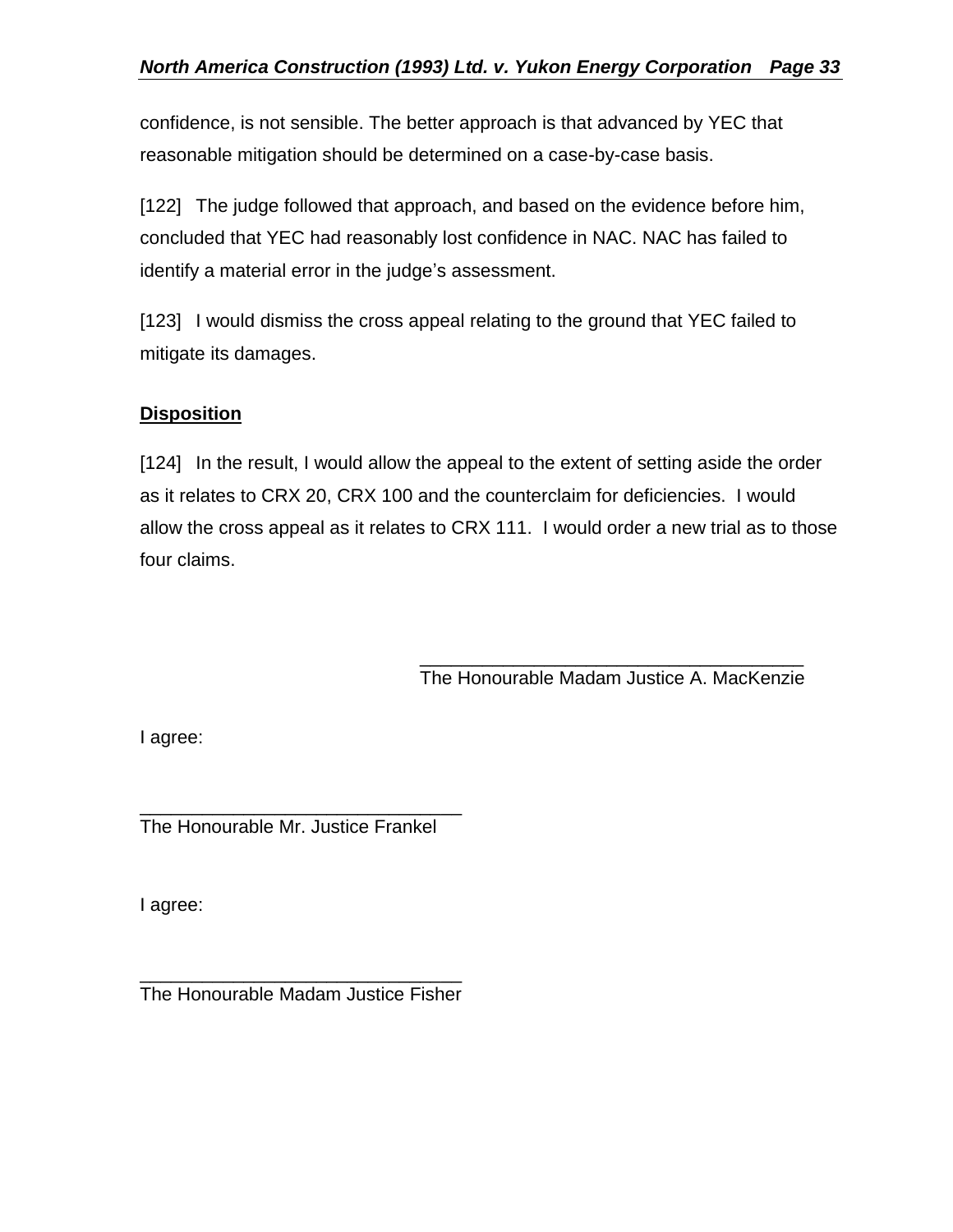confidence, is not sensible. The better approach is that advanced by YEC that reasonable mitigation should be determined on a case-by-case basis.

[122] The judge followed that approach, and based on the evidence before him, concluded that YEC had reasonably lost confidence in NAC. NAC has failed to identify a material error in the judge's assessment.

[123] I would dismiss the cross appeal relating to the ground that YEC failed to mitigate its damages.

**Disposition**

[124] In the result, I would allow the appeal to the extent of setting aside the order as it relates to CRX 20, CRX 100 and the counterclaim for deficiencies. I would allow the cross appeal as it relates to CRX 111. I would order a new trial as to those four claims.

"The Honourable Madam Justice A. MacKenzie"

I agree:

"The Honourable Mr. Justice Frankel"

I agree:

"The Honourable Madam Justice Fisher"